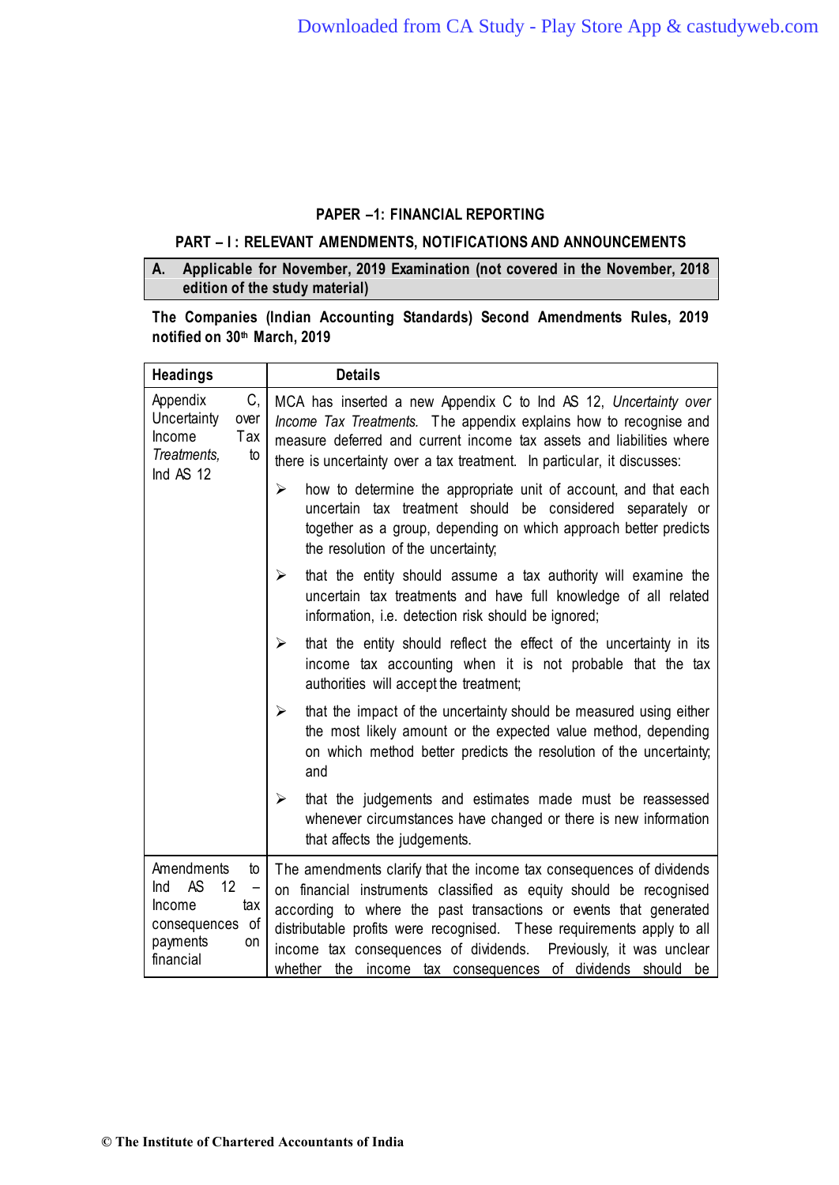## PAPER –1: FINANCIAL REPORTING

### PART – I : RELEVANT AMENDMENTS, NOTIFICATIONS AND ANNOUNCEMENTS

**A. Applicable for November, 2019 Examination (not covered in the November, 2018 edition of the study material)**

**The Companies (Indian Accounting Standards) Second Amendments Rules, 2019 notified on 30th March, 2019**

| Headings | Details |
|---|---|
| Appendix C, Uncertainty over Income Tax *Treatments,* to Ind AS 12 | MCA has inserted a new Appendix C to Ind AS 12, *Uncertainty over Income Tax Treatments.* The appendix explains how to recognise and measure deferred and current income tax assets and liabilities where there is uncertainty over a tax treatment. In particular, it discusses:<br>➢ how to determine the appropriate unit of account, and that each uncertain tax treatment should be considered separately or together as a group, depending on which approach better predicts the resolution of the uncertainty;<br>➢ that the entity should assume a tax authority will examine the uncertain tax treatments and have full knowledge of all related information, i.e. detection risk should be ignored;<br>➢ that the entity should reflect the effect of the uncertainty in its income tax accounting when it is not probable that the tax authorities will accept the treatment;<br>➢ that the impact of the uncertainty should be measured using either the most likely amount or the expected value method, depending on which method better predicts the resolution of the uncertainty; and<br>➢ that the judgements and estimates made must be reassessed whenever circumstances have changed or there is new information that affects the judgements. |
| Amendments to Ind AS 12 – Income tax consequences of payments on financial | The amendments clarify that the income tax consequences of dividends on financial instruments classified as equity should be recognised according to where the past transactions or events that generated distributable profits were recognised. These requirements apply to all income tax consequences of dividends. Previously, it was unclear whether the income tax consequences of dividends should be |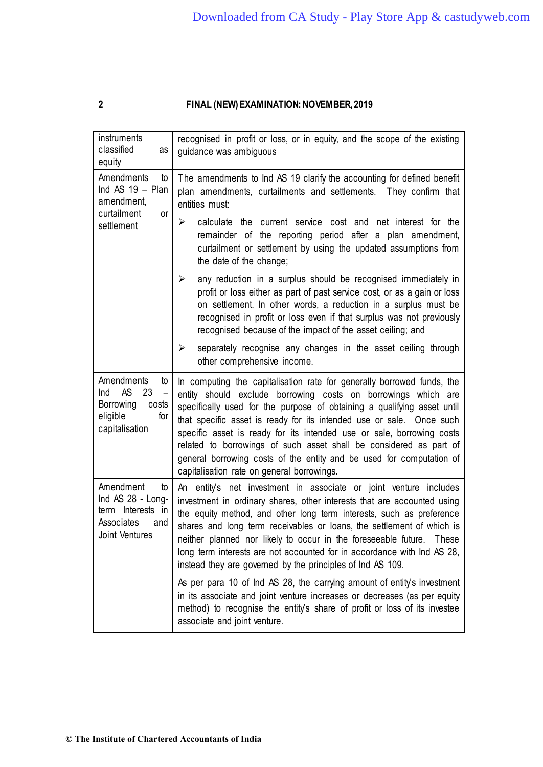| | |
|---|---|
| instruments classified as equity | recognised in profit or loss, or in equity, and the scope of the existing guidance was ambiguous |
| Amendments to Ind AS 19 – Plan amendment, curtailment or settlement | The amendments to Ind AS 19 clarify the accounting for defined benefit plan amendments, curtailments and settlements. They confirm that entities must:<br>➢ calculate the current service cost and net interest for the remainder of the reporting period after a plan amendment, curtailment or settlement by using the updated assumptions from the date of the change;<br>➢ any reduction in a surplus should be recognised immediately in profit or loss either as part of past service cost, or as a gain or loss on settlement. In other words, a reduction in a surplus must be recognised in profit or loss even if that surplus was not previously recognised because of the impact of the asset ceiling; and<br>➢ separately recognise any changes in the asset ceiling through other comprehensive income. |
| Amendments to Ind AS 23 – Borrowing costs eligible for capitalisation | In computing the capitalisation rate for generally borrowed funds, the entity should exclude borrowing costs on borrowings which are specifically used for the purpose of obtaining a qualifying asset until that specific asset is ready for its intended use or sale. Once such specific asset is ready for intended use or sale, borrowing costs related to borrowings of such asset shall be considered as part of general borrowing costs of the entity and be used for computation of capitalisation rate on general borrowings. |
| Amendment to Ind AS 28 - Long-term Interests in Associates and Joint Ventures | An entity's net investment in associate or joint venture includes investment in ordinary shares, other interests that are accounted using the equity method, and other long term interests, such as preference shares and long term receivables or loans, the settlement of which is neither planned nor likely to occur in the foreseeable future. These long term interests are not accounted for in accordance with Ind AS 28, instead they are governed by the principles of Ind AS 109.<br>As per para 10 of Ind AS 28, the carrying amount of entity's investment in its associate and joint venture increases or decreases (as per equity method) to recognise the entity's share of profit or loss of its investee associate and joint venture. |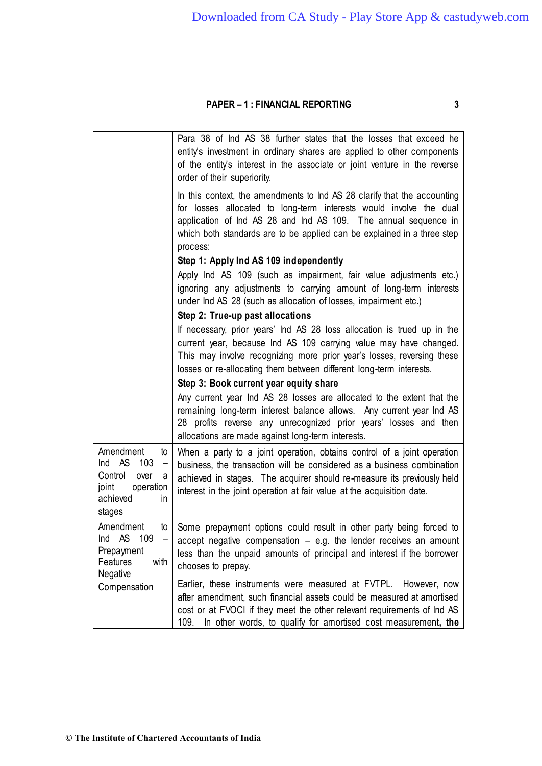| | |
|---|---|
| | Para 38 of Ind AS 38 further states that the losses that exceed he entity's investment in ordinary shares are applied to other components of the entity's interest in the associate or joint venture in the reverse order of their superiority.<br><br>In this context, the amendments to Ind AS 28 clarify that the accounting for losses allocated to long-term interests would involve the dual application of Ind AS 28 and Ind AS 109. The annual sequence in which both standards are to be applied can be explained in a three step process:<br>**Step 1: Apply Ind AS 109 independently**<br>Apply Ind AS 109 (such as impairment, fair value adjustments etc.) ignoring any adjustments to carrying amount of long-term interests under Ind AS 28 (such as allocation of losses, impairment etc.)<br>**Step 2: True-up past allocations**<br>If necessary, prior years' Ind AS 28 loss allocation is trued up in the current year, because Ind AS 109 carrying value may have changed. This may involve recognizing more prior year's losses, reversing these losses or re-allocating them between different long-term interests.<br>**Step 3: Book current year equity share**<br>Any current year Ind AS 28 losses are allocated to the extent that the remaining long-term interest balance allows. Any current year Ind AS 28 profits reverse any unrecognized prior years' losses and then allocations are made against long-term interests. |
| Amendment to Ind AS 103 – Control over a joint operation achieved in stages | When a party to a joint operation, obtains control of a joint operation business, the transaction will be considered as a business combination achieved in stages. The acquirer should re-measure its previously held interest in the joint operation at fair value at the acquisition date. |
| Amendment to Ind AS 109 – Prepayment Features with Negative Compensation | Some prepayment options could result in other party being forced to accept negative compensation – e.g. the lender receives an amount less than the unpaid amounts of principal and interest if the borrower chooses to prepay.<br><br>Earlier, these instruments were measured at FVTPL. However, now after amendment, such financial assets could be measured at amortised cost or at FVOCI if they meet the other relevant requirements of Ind AS 109. In other words, to qualify for amortised cost measurement, **the** |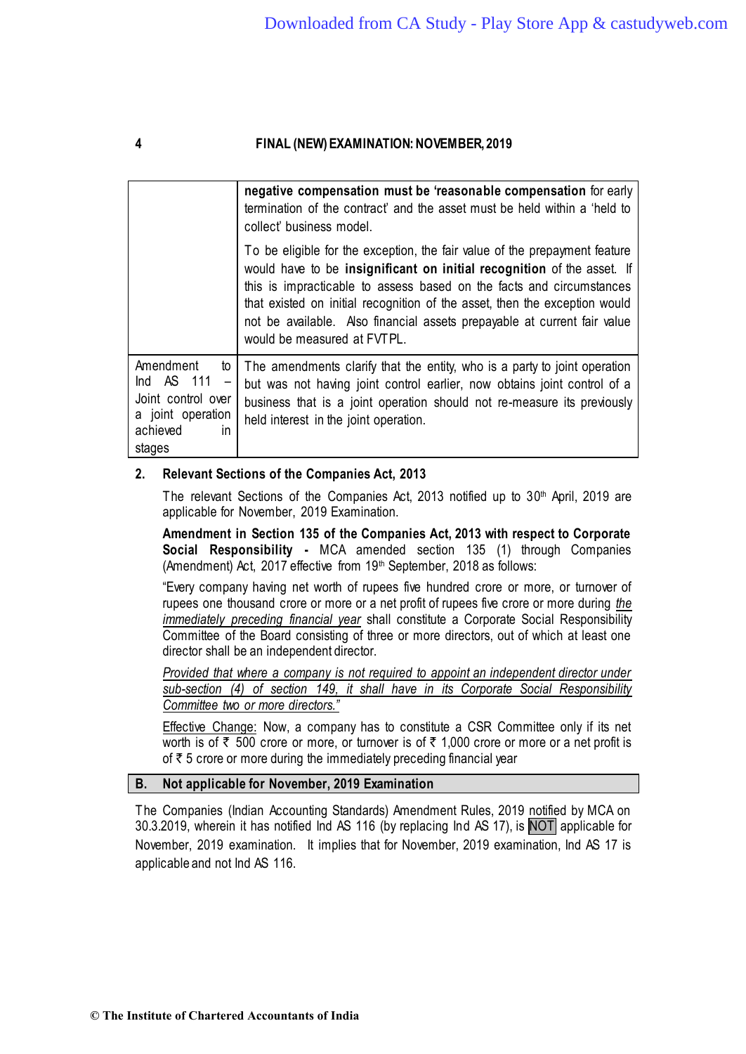| | |
|---|---|
| | **negative compensation must be 'reasonable compensation** for early termination of the contract' and the asset must be held within a 'held to collect' business model.<br><br>To be eligible for the exception, the fair value of the prepayment feature would have to be **insignificant on initial recognition** of the asset. If this is impracticable to assess based on the facts and circumstances that existed on initial recognition of the asset, then the exception would not be available. Also financial assets prepayable at current fair value would be measured at FVTPL. |
| Amendment to Ind AS 111 – Joint control over a joint operation achieved in stages | The amendments clarify that the entity, who is a party to joint operation but was not having joint control earlier, now obtains joint control of a business that is a joint operation should not re-measure its previously held interest in the joint operation. |

**2. Relevant Sections of the Companies Act, 2013**

The relevant Sections of the Companies Act, 2013 notified up to 30th April, 2019 are applicable for November, 2019 Examination.

**Amendment in Section 135 of the Companies Act, 2013 with respect to Corporate Social Responsibility -** MCA amended section 135 (1) through Companies (Amendment) Act, 2017 effective from 19th September, 2018 as follows:

"Every company having net worth of rupees five hundred crore or more, or turnover of rupees one thousand crore or more or a net profit of rupees five crore or more during *the immediately preceding financial year* shall constitute a Corporate Social Responsibility Committee of the Board consisting of three or more directors, out of which at least one director shall be an independent director.

*Provided that where a company is not required to appoint an independent director under sub-section (4) of section 149, it shall have in its Corporate Social Responsibility Committee two or more directors."*

Effective Change: Now, a company has to constitute a CSR Committee only if its net worth is of ₹ 500 crore or more, or turnover is of ₹ 1,000 crore or more or a net profit is of ₹ 5 crore or more during the immediately preceding financial year

**B. Not applicable for November, 2019 Examination**

The Companies (Indian Accounting Standards) Amendment Rules, 2019 notified by MCA on 30.3.2019, wherein it has notified Ind AS 116 (by replacing Ind AS 17), is NOT applicable for November, 2019 examination. It implies that for November, 2019 examination, Ind AS 17 is applicable and not Ind AS 116.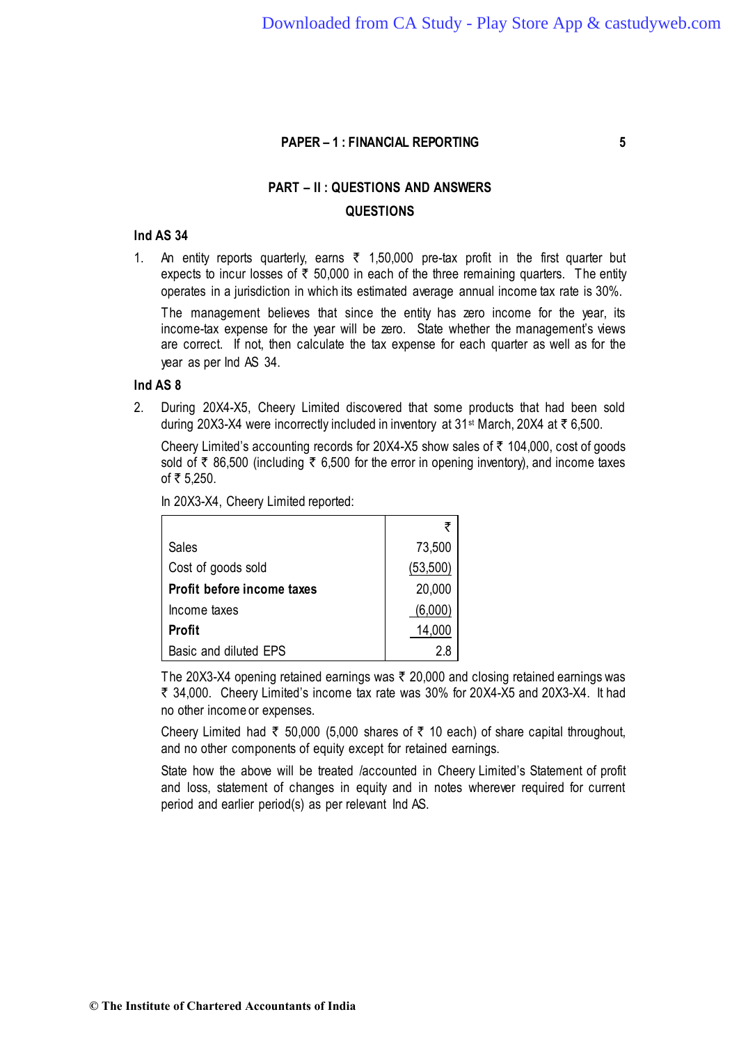## PART – II : QUESTIONS AND ANSWERS

## QUESTIONS

### Ind AS 34

1. An entity reports quarterly, earns ₹ 1,50,000 pre-tax profit in the first quarter but expects to incur losses of ₹ 50,000 in each of the three remaining quarters. The entity operates in a jurisdiction in which its estimated average annual income tax rate is 30%.

   The management believes that since the entity has zero income for the year, its income-tax expense for the year will be zero. State whether the management's views are correct. If not, then calculate the tax expense for each quarter as well as for the year as per Ind AS 34.

### Ind AS 8

2. During 20X4-X5, Cheery Limited discovered that some products that had been sold during 20X3-X4 were incorrectly included in inventory at 31st March, 20X4 at ₹ 6,500.

   Cheery Limited's accounting records for 20X4-X5 show sales of ₹ 104,000, cost of goods sold of ₹ 86,500 (including ₹ 6,500 for the error in opening inventory), and income taxes of ₹ 5,250.

   In 20X3-X4, Cheery Limited reported:

   | | ₹ |
   |---|---|
   | Sales | 73,500 |
   | Cost of goods sold | (53,500) |
   | **Profit before income taxes** | 20,000 |
   | Income taxes | (6,000) |
   | **Profit** | 14,000 |
   | Basic and diluted EPS | 2.8 |

   The 20X3-X4 opening retained earnings was ₹ 20,000 and closing retained earnings was ₹ 34,000. Cheery Limited's income tax rate was 30% for 20X4-X5 and 20X3-X4. It had no other income or expenses.

   Cheery Limited had ₹ 50,000 (5,000 shares of ₹ 10 each) of share capital throughout, and no other components of equity except for retained earnings.

   State how the above will be treated /accounted in Cheery Limited's Statement of profit and loss, statement of changes in equity and in notes wherever required for current period and earlier period(s) as per relevant Ind AS.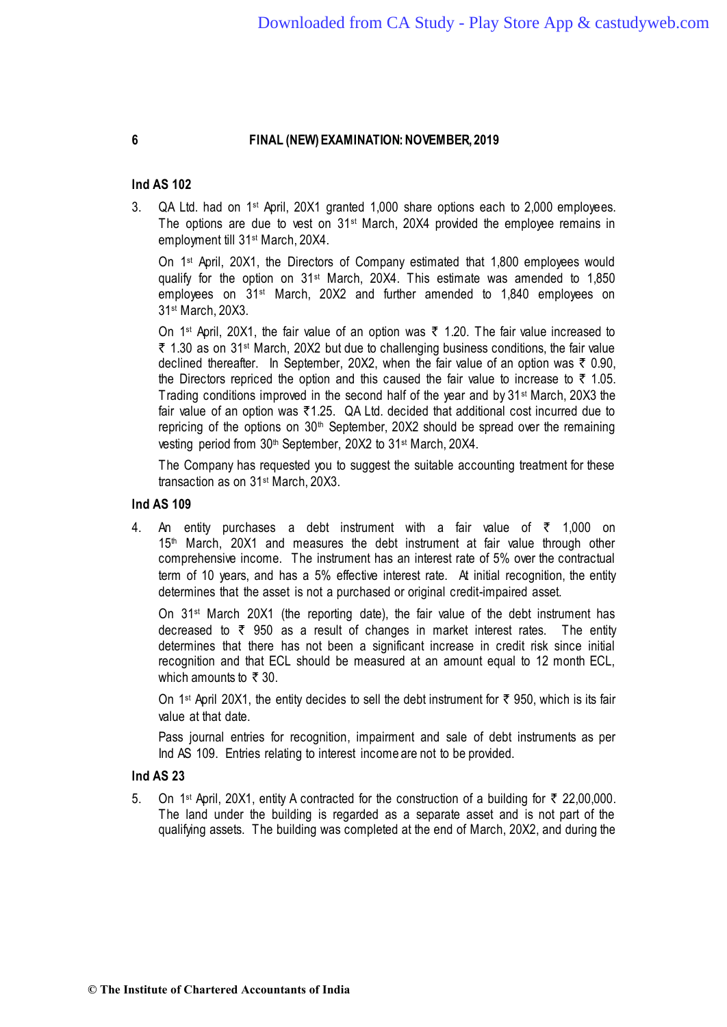## Ind AS 102

3. QA Ltd. had on 1st April, 20X1 granted 1,000 share options each to 2,000 employees. The options are due to vest on 31st March, 20X4 provided the employee remains in employment till 31st March, 20X4.

   On 1st April, 20X1, the Directors of Company estimated that 1,800 employees would qualify for the option on 31st March, 20X4. This estimate was amended to 1,850 employees on 31st March, 20X2 and further amended to 1,840 employees on 31st March, 20X3.

   On 1st April, 20X1, the fair value of an option was ₹ 1.20. The fair value increased to ₹ 1.30 as on 31st March, 20X2 but due to challenging business conditions, the fair value declined thereafter. In September, 20X2, when the fair value of an option was ₹ 0.90, the Directors repriced the option and this caused the fair value to increase to ₹ 1.05. Trading conditions improved in the second half of the year and by 31st March, 20X3 the fair value of an option was ₹1.25. QA Ltd. decided that additional cost incurred due to repricing of the options on 30th September, 20X2 should be spread over the remaining vesting period from 30th September, 20X2 to 31st March, 20X4.

   The Company has requested you to suggest the suitable accounting treatment for these transaction as on 31st March, 20X3.

## Ind AS 109

4. An entity purchases a debt instrument with a fair value of ₹ 1,000 on 15th March, 20X1 and measures the debt instrument at fair value through other comprehensive income. The instrument has an interest rate of 5% over the contractual term of 10 years, and has a 5% effective interest rate. At initial recognition, the entity determines that the asset is not a purchased or original credit-impaired asset.

   On 31st March 20X1 (the reporting date), the fair value of the debt instrument has decreased to ₹ 950 as a result of changes in market interest rates. The entity determines that there has not been a significant increase in credit risk since initial recognition and that ECL should be measured at an amount equal to 12 month ECL, which amounts to ₹ 30.

   On 1st April 20X1, the entity decides to sell the debt instrument for ₹ 950, which is its fair value at that date.

   Pass journal entries for recognition, impairment and sale of debt instruments as per Ind AS 109. Entries relating to interest income are not to be provided.

## Ind AS 23

5. On 1st April, 20X1, entity A contracted for the construction of a building for ₹ 22,00,000. The land under the building is regarded as a separate asset and is not part of the qualifying assets. The building was completed at the end of March, 20X2, and during the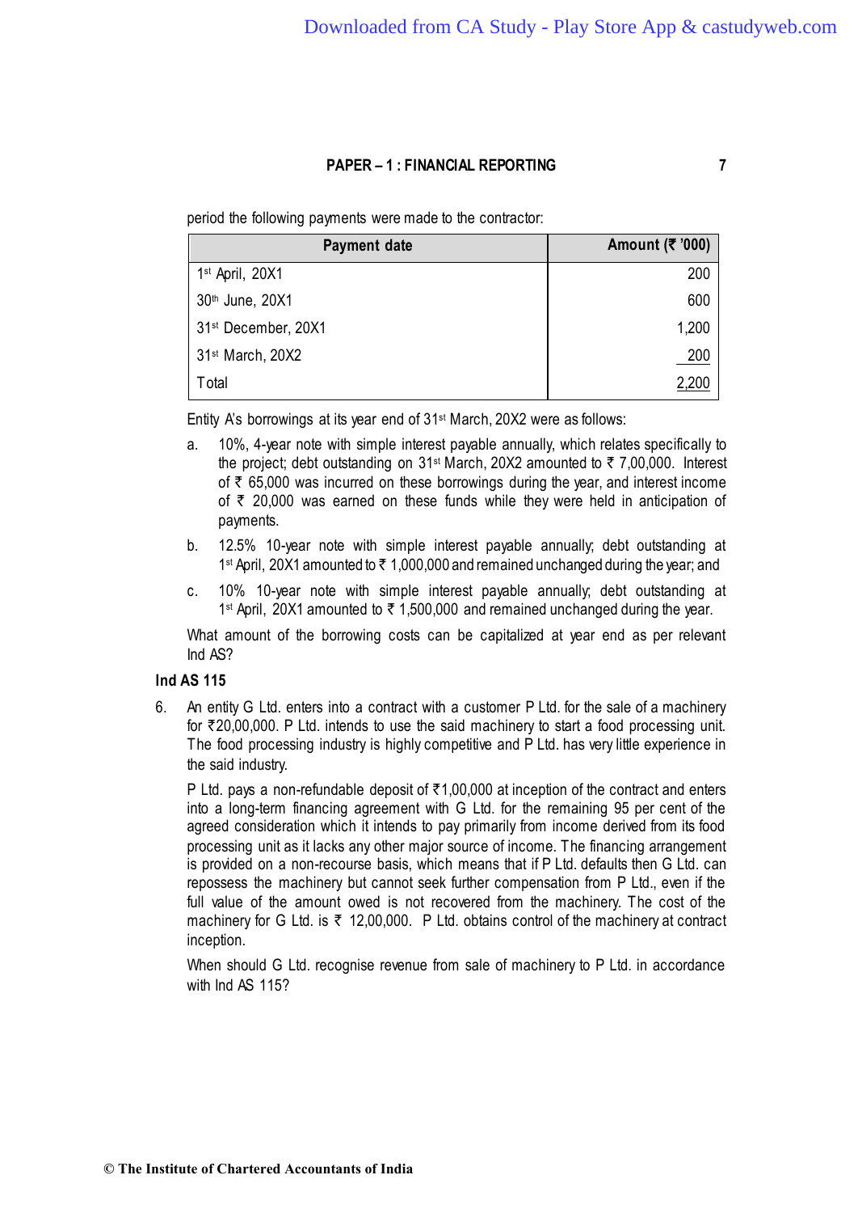period the following payments were made to the contractor:

| Payment date | Amount (₹ '000) |
|---|---:|
| 1st April, 20X1 | 200 |
| 30th June, 20X1 | 600 |
| 31st December, 20X1 | 1,200 |
| 31st March, 20X2 | 200 |
| Total | 2,200 |

Entity A's borrowings at its year end of 31st March, 20X2 were as follows:

a. 10%, 4-year note with simple interest payable annually, which relates specifically to the project; debt outstanding on 31st March, 20X2 amounted to ₹ 7,00,000. Interest of ₹ 65,000 was incurred on these borrowings during the year, and interest income of ₹ 20,000 was earned on these funds while they were held in anticipation of payments.

b. 12.5% 10-year note with simple interest payable annually; debt outstanding at 1st April, 20X1 amounted to ₹ 1,000,000 and remained unchanged during the year; and

c. 10% 10-year note with simple interest payable annually; debt outstanding at 1st April, 20X1 amounted to ₹ 1,500,000 and remained unchanged during the year.

What amount of the borrowing costs can be capitalized at year end as per relevant Ind AS?

### Ind AS 115

6. An entity G Ltd. enters into a contract with a customer P Ltd. for the sale of a machinery for ₹20,00,000. P Ltd. intends to use the said machinery to start a food processing unit. The food processing industry is highly competitive and P Ltd. has very little experience in the said industry.

   P Ltd. pays a non-refundable deposit of ₹1,00,000 at inception of the contract and enters into a long-term financing agreement with G Ltd. for the remaining 95 per cent of the agreed consideration which it intends to pay primarily from income derived from its food processing unit as it lacks any other major source of income. The financing arrangement is provided on a non-recourse basis, which means that if P Ltd. defaults then G Ltd. can repossess the machinery but cannot seek further compensation from P Ltd., even if the full value of the amount owed is not recovered from the machinery. The cost of the machinery for G Ltd. is ₹ 12,00,000. P Ltd. obtains control of the machinery at contract inception.

   When should G Ltd. recognise revenue from sale of machinery to P Ltd. in accordance with Ind AS 115?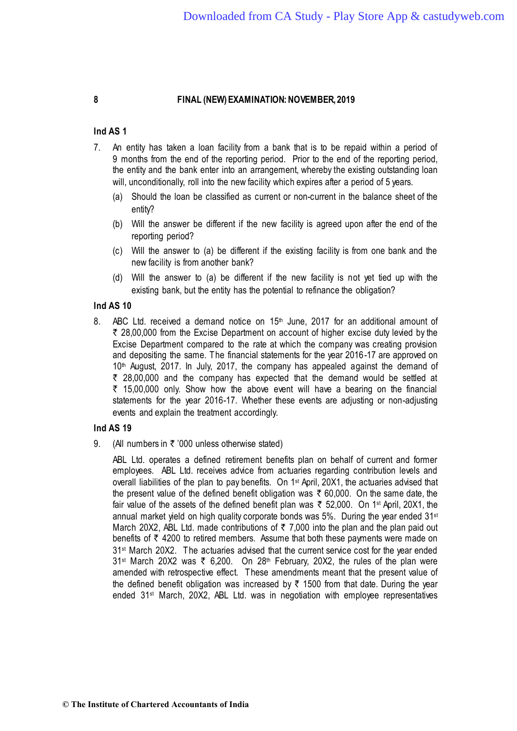## Ind AS 1

7. An entity has taken a loan facility from a bank that is to be repaid within a period of 9 months from the end of the reporting period. Prior to the end of the reporting period, the entity and the bank enter into an arrangement, whereby the existing outstanding loan will, unconditionally, roll into the new facility which expires after a period of 5 years.

   (a) Should the loan be classified as current or non-current in the balance sheet of the entity?

   (b) Will the answer be different if the new facility is agreed upon after the end of the reporting period?

   (c) Will the answer to (a) be different if the existing facility is from one bank and the new facility is from another bank?

   (d) Will the answer to (a) be different if the new facility is not yet tied up with the existing bank, but the entity has the potential to refinance the obligation?

## Ind AS 10

8. ABC Ltd. received a demand notice on 15th June, 2017 for an additional amount of ₹ 28,00,000 from the Excise Department on account of higher excise duty levied by the Excise Department compared to the rate at which the company was creating provision and depositing the same. The financial statements for the year 2016-17 are approved on 10th August, 2017. In July, 2017, the company has appealed against the demand of ₹ 28,00,000 and the company has expected that the demand would be settled at ₹ 15,00,000 only. Show how the above event will have a bearing on the financial statements for the year 2016-17. Whether these events are adjusting or non-adjusting events and explain the treatment accordingly.

## Ind AS 19

9. (All numbers in ₹ '000 unless otherwise stated)

   ABL Ltd. operates a defined retirement benefits plan on behalf of current and former employees. ABL Ltd. receives advice from actuaries regarding contribution levels and overall liabilities of the plan to pay benefits. On 1st April, 20X1, the actuaries advised that the present value of the defined benefit obligation was ₹ 60,000. On the same date, the fair value of the assets of the defined benefit plan was ₹ 52,000. On 1st April, 20X1, the annual market yield on high quality corporate bonds was 5%. During the year ended 31st March 20X2, ABL Ltd. made contributions of ₹ 7,000 into the plan and the plan paid out benefits of ₹ 4200 to retired members. Assume that both these payments were made on 31st March 20X2. The actuaries advised that the current service cost for the year ended 31st March 20X2 was ₹ 6,200. On 28th February, 20X2, the rules of the plan were amended with retrospective effect. These amendments meant that the present value of the defined benefit obligation was increased by ₹ 1500 from that date. During the year ended 31st March, 20X2, ABL Ltd. was in negotiation with employee representatives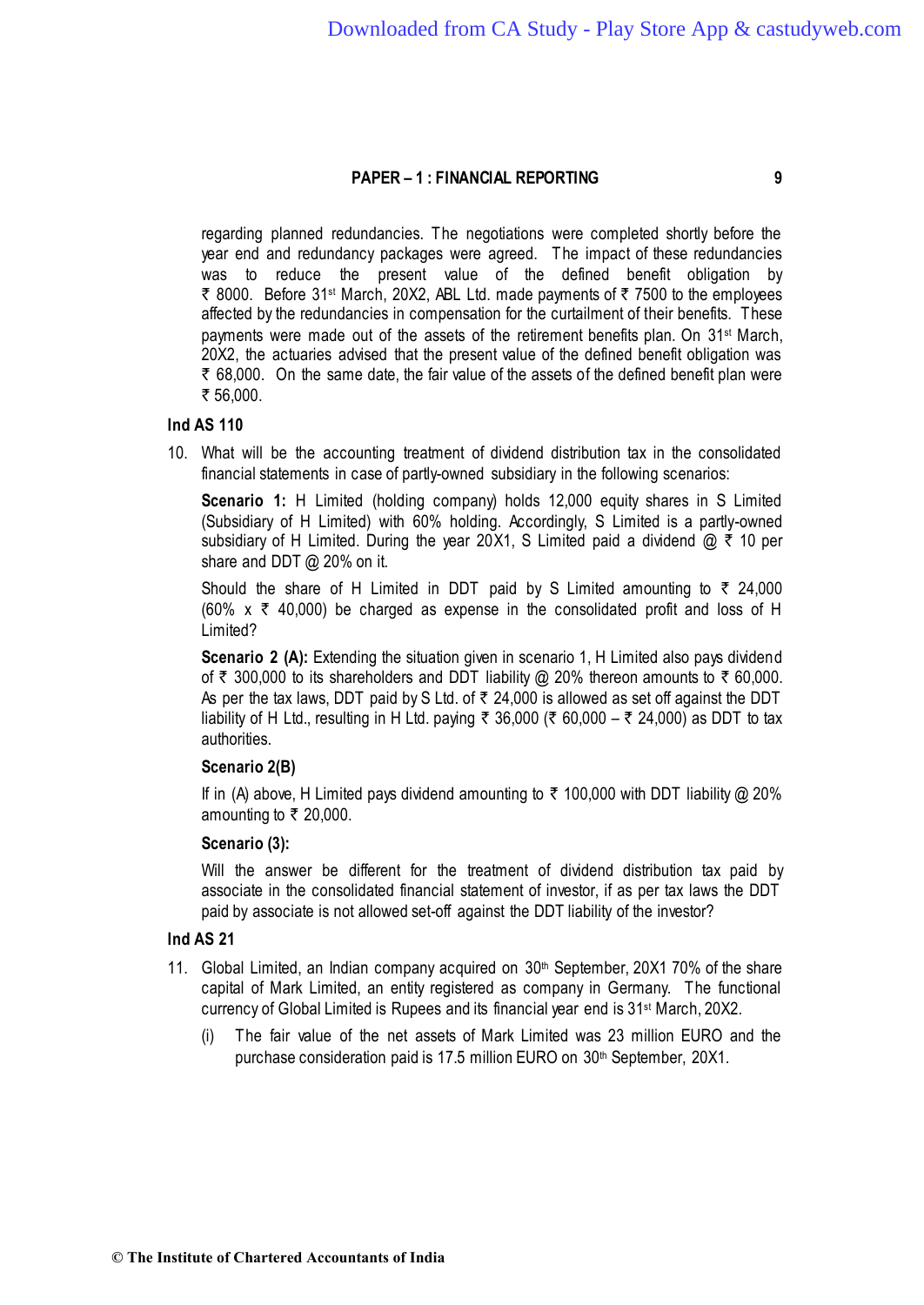regarding planned redundancies. The negotiations were completed shortly before the year end and redundancy packages were agreed. The impact of these redundancies was to reduce the present value of the defined benefit obligation by ₹ 8000. Before 31st March, 20X2, ABL Ltd. made payments of ₹ 7500 to the employees affected by the redundancies in compensation for the curtailment of their benefits. These payments were made out of the assets of the retirement benefits plan. On 31st March, 20X2, the actuaries advised that the present value of the defined benefit obligation was ₹ 68,000. On the same date, the fair value of the assets of the defined benefit plan were ₹ 56,000.

### Ind AS 110

10. What will be the accounting treatment of dividend distribution tax in the consolidated financial statements in case of partly-owned subsidiary in the following scenarios:

    **Scenario 1:** H Limited (holding company) holds 12,000 equity shares in S Limited (Subsidiary of H Limited) with 60% holding. Accordingly, S Limited is a partly-owned subsidiary of H Limited. During the year 20X1, S Limited paid a dividend @ ₹ 10 per share and DDT @ 20% on it.

    Should the share of H Limited in DDT paid by S Limited amounting to ₹ 24,000 (60% x ₹ 40,000) be charged as expense in the consolidated profit and loss of H Limited?

    **Scenario 2 (A):** Extending the situation given in scenario 1, H Limited also pays dividend of ₹ 300,000 to its shareholders and DDT liability @ 20% thereon amounts to ₹ 60,000. As per the tax laws, DDT paid by S Ltd. of ₹ 24,000 is allowed as set off against the DDT liability of H Ltd., resulting in H Ltd. paying ₹ 36,000 (₹ 60,000 – ₹ 24,000) as DDT to tax authorities.

    **Scenario 2(B)**

    If in (A) above, H Limited pays dividend amounting to ₹ 100,000 with DDT liability @ 20% amounting to ₹ 20,000.

    **Scenario (3):**

    Will the answer be different for the treatment of dividend distribution tax paid by associate in the consolidated financial statement of investor, if as per tax laws the DDT paid by associate is not allowed set-off against the DDT liability of the investor?

### Ind AS 21

11. Global Limited, an Indian company acquired on 30th September, 20X1 70% of the share capital of Mark Limited, an entity registered as company in Germany. The functional currency of Global Limited is Rupees and its financial year end is 31st March, 20X2.

    (i) The fair value of the net assets of Mark Limited was 23 million EURO and the purchase consideration paid is 17.5 million EURO on 30th September, 20X1.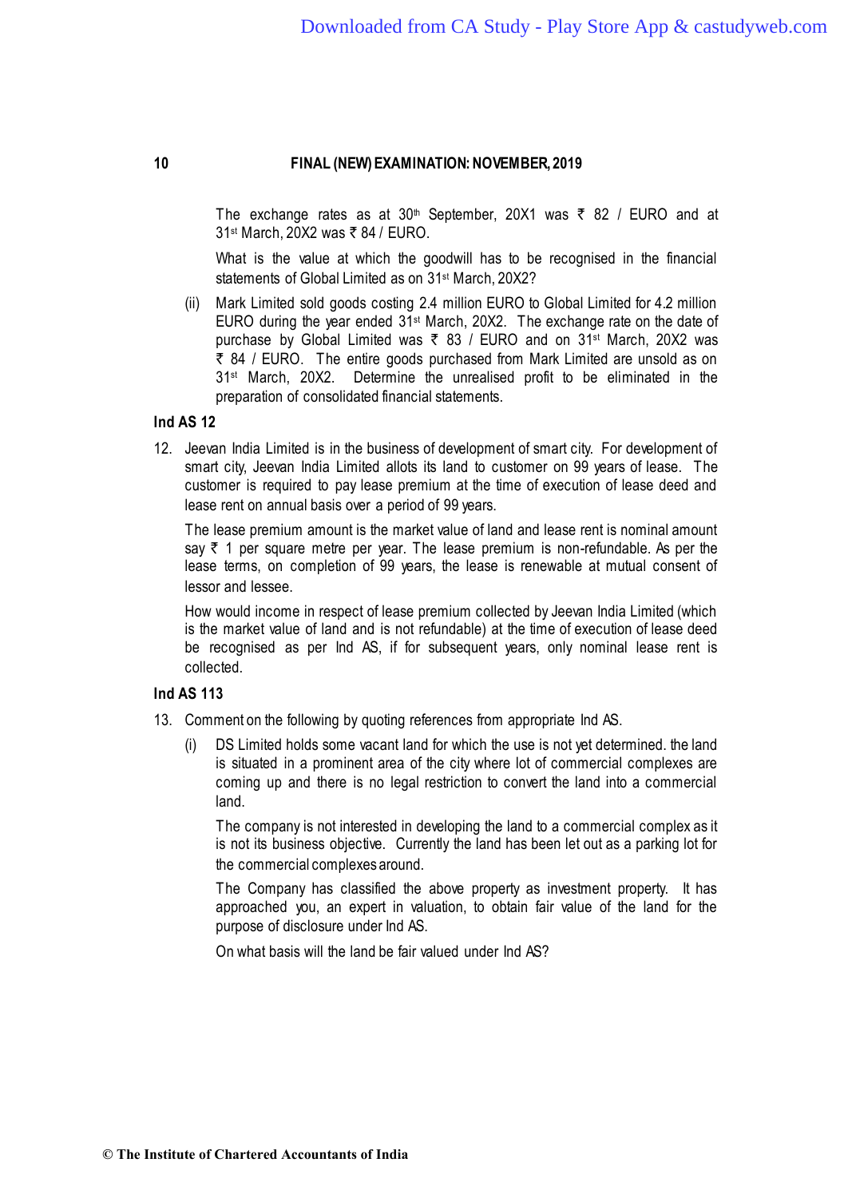The exchange rates as at 30th September, 20X1 was ₹ 82 / EURO and at 31st March, 20X2 was ₹ 84 / EURO.

What is the value at which the goodwill has to be recognised in the financial statements of Global Limited as on 31st March, 20X2?

(ii) Mark Limited sold goods costing 2.4 million EURO to Global Limited for 4.2 million EURO during the year ended 31st March, 20X2. The exchange rate on the date of purchase by Global Limited was ₹ 83 / EURO and on 31st March, 20X2 was ₹ 84 / EURO. The entire goods purchased from Mark Limited are unsold as on 31st March, 20X2. Determine the unrealised profit to be eliminated in the preparation of consolidated financial statements.

**Ind AS 12**

12. Jeevan India Limited is in the business of development of smart city. For development of smart city, Jeevan India Limited allots its land to customer on 99 years of lease. The customer is required to pay lease premium at the time of execution of lease deed and lease rent on annual basis over a period of 99 years.

The lease premium amount is the market value of land and lease rent is nominal amount say ₹ 1 per square metre per year. The lease premium is non-refundable. As per the lease terms, on completion of 99 years, the lease is renewable at mutual consent of lessor and lessee.

How would income in respect of lease premium collected by Jeevan India Limited (which is the market value of land and is not refundable) at the time of execution of lease deed be recognised as per Ind AS, if for subsequent years, only nominal lease rent is collected.

**Ind AS 113**

13. Comment on the following by quoting references from appropriate Ind AS.

(i) DS Limited holds some vacant land for which the use is not yet determined. the land is situated in a prominent area of the city where lot of commercial complexes are coming up and there is no legal restriction to convert the land into a commercial land.

The company is not interested in developing the land to a commercial complex as it is not its business objective. Currently the land has been let out as a parking lot for the commercial complexes around.

The Company has classified the above property as investment property. It has approached you, an expert in valuation, to obtain fair value of the land for the purpose of disclosure under Ind AS.

On what basis will the land be fair valued under Ind AS?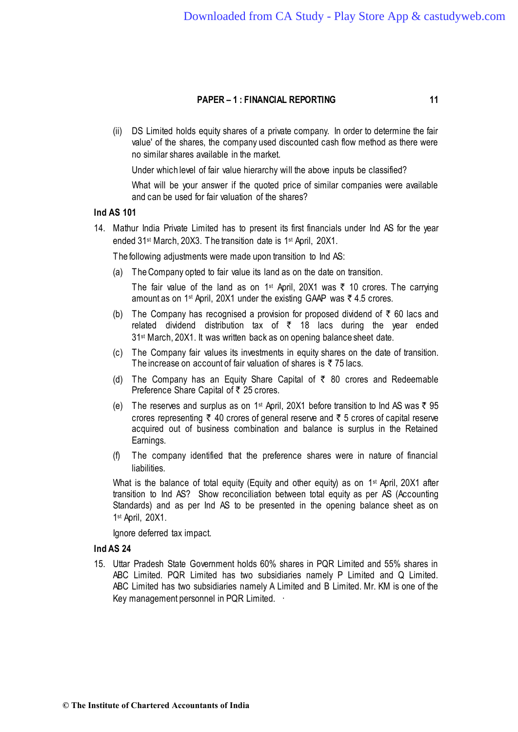(ii) DS Limited holds equity shares of a private company. In order to determine the fair value' of the shares, the company used discounted cash flow method as there were no similar shares available in the market.

Under which level of fair value hierarchy will the above inputs be classified?

What will be your answer if the quoted price of similar companies were available and can be used for fair valuation of the shares?

### Ind AS 101

14. Mathur India Private Limited has to present its first financials under Ind AS for the year ended 31st March, 20X3. The transition date is 1st April, 20X1.

The following adjustments were made upon transition to Ind AS:

(a) The Company opted to fair value its land as on the date on transition.

The fair value of the land as on 1st April, 20X1 was ₹ 10 crores. The carrying amount as on 1st April, 20X1 under the existing GAAP was ₹ 4.5 crores.

(b) The Company has recognised a provision for proposed dividend of ₹ 60 lacs and related dividend distribution tax of ₹ 18 lacs during the year ended 31st March, 20X1. It was written back as on opening balance sheet date.

(c) The Company fair values its investments in equity shares on the date of transition. The increase on account of fair valuation of shares is ₹ 75 lacs.

(d) The Company has an Equity Share Capital of ₹ 80 crores and Redeemable Preference Share Capital of ₹ 25 crores.

(e) The reserves and surplus as on 1st April, 20X1 before transition to Ind AS was ₹ 95 crores representing ₹ 40 crores of general reserve and ₹ 5 crores of capital reserve acquired out of business combination and balance is surplus in the Retained Earnings.

(f) The company identified that the preference shares were in nature of financial liabilities.

What is the balance of total equity (Equity and other equity) as on 1st April, 20X1 after transition to Ind AS? Show reconciliation between total equity as per AS (Accounting Standards) and as per Ind AS to be presented in the opening balance sheet as on 1st April, 20X1.

Ignore deferred tax impact.

### Ind AS 24

15. Uttar Pradesh State Government holds 60% shares in PQR Limited and 55% shares in ABC Limited. PQR Limited has two subsidiaries namely P Limited and Q Limited. ABC Limited has two subsidiaries namely A Limited and B Limited. Mr. KM is one of the Key management personnel in PQR Limited.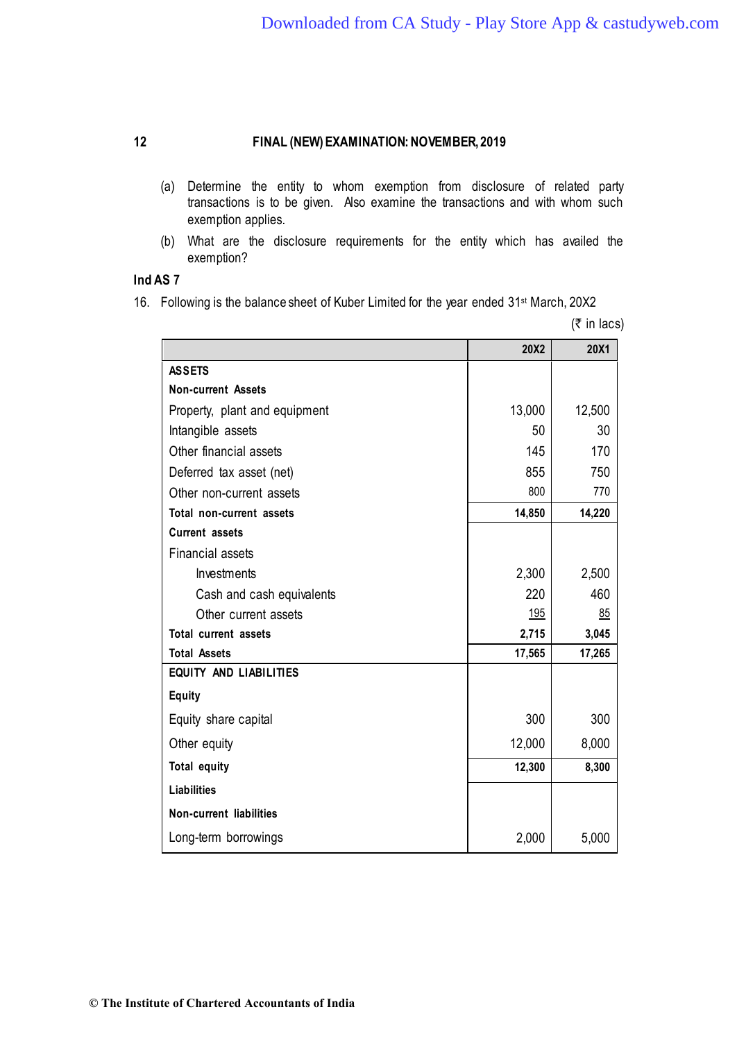(a) Determine the entity to whom exemption from disclosure of related party transactions is to be given. Also examine the transactions and with whom such exemption applies.

(b) What are the disclosure requirements for the entity which has availed the exemption?

**Ind AS 7**

16. Following is the balance sheet of Kuber Limited for the year ended 31st March, 20X2

(₹ in lacs)

| | 20X2 | 20X1 |
|---|---|---|
| **ASSETS** | | |
| **Non-current Assets** | | |
| Property, plant and equipment | 13,000 | 12,500 |
| Intangible assets | 50 | 30 |
| Other financial assets | 145 | 170 |
| Deferred tax asset (net) | 855 | 750 |
| Other non-current assets | 800 | 770 |
| **Total non-current assets** | **14,850** | **14,220** |
| **Current assets** | | |
| Financial assets | | |
| Investments | 2,300 | 2,500 |
| Cash and cash equivalents | 220 | 460 |
| Other current assets | 195 | 85 |
| **Total current assets** | **2,715** | **3,045** |
| **Total Assets** | **17,565** | **17,265** |
| **EQUITY AND LIABILITIES** | | |
| **Equity** | | |
| Equity share capital | 300 | 300 |
| Other equity | 12,000 | 8,000 |
| **Total equity** | **12,300** | **8,300** |
| **Liabilities** | | |
| **Non-current liabilities** | | |
| Long-term borrowings | 2,000 | 5,000 |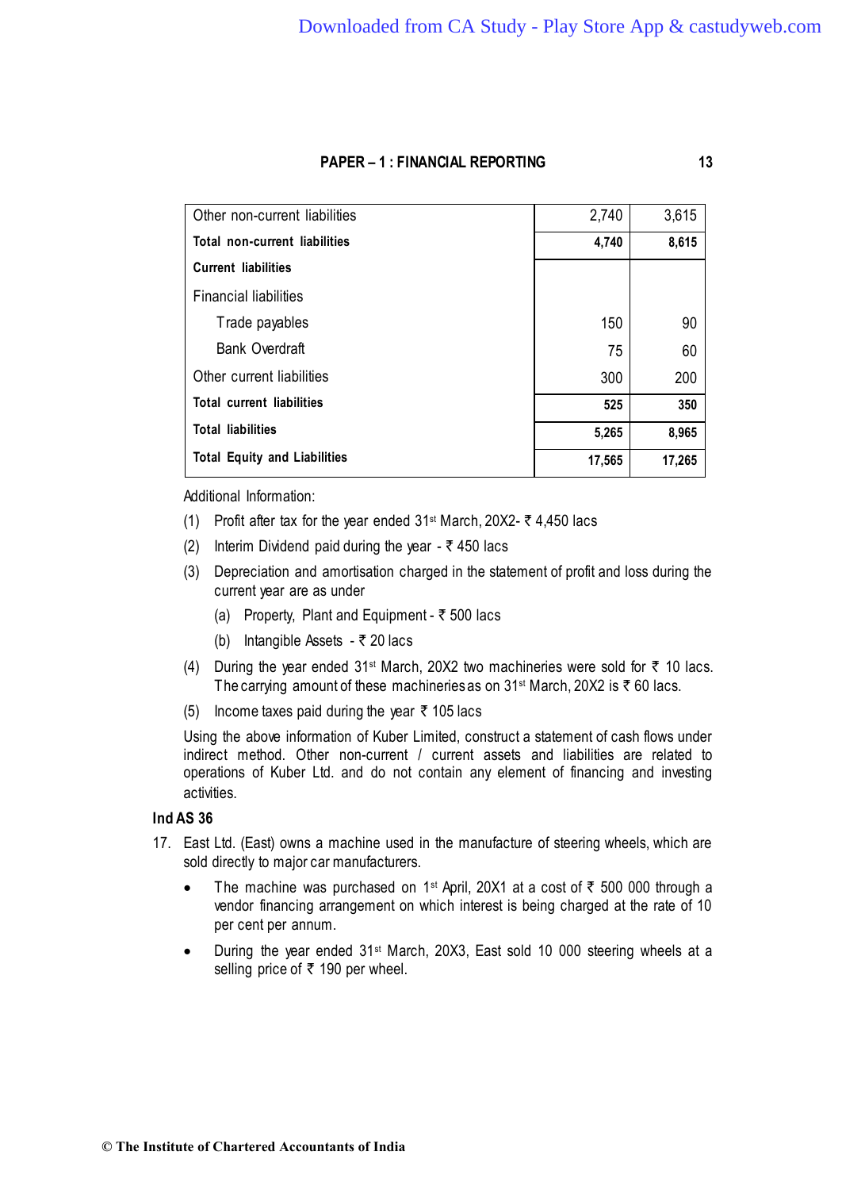| | | |
|---|---|---|
| Other non-current liabilities | 2,740 | 3,615 |
| **Total non-current liabilities** | **4,740** | **8,615** |
| **Current liabilities** | | |
| Financial liabilities | | |
| Trade payables | 150 | 90 |
| Bank Overdraft | 75 | 60 |
| Other current liabilities | 300 | 200 |
| **Total current liabilities** | **525** | **350** |
| **Total liabilities** | **5,265** | **8,965** |
| **Total Equity and Liabilities** | **17,565** | **17,265** |

Additional Information:

(1) Profit after tax for the year ended 31st March, 20X2- ₹ 4,450 lacs

(2) Interim Dividend paid during the year - ₹ 450 lacs

(3) Depreciation and amortisation charged in the statement of profit and loss during the current year are as under

   (a) Property, Plant and Equipment - ₹ 500 lacs

   (b) Intangible Assets - ₹ 20 lacs

(4) During the year ended 31st March, 20X2 two machineries were sold for ₹ 10 lacs. The carrying amount of these machineries as on 31st March, 20X2 is ₹ 60 lacs.

(5) Income taxes paid during the year ₹ 105 lacs

Using the above information of Kuber Limited, construct a statement of cash flows under indirect method. Other non-current / current assets and liabilities are related to operations of Kuber Ltd. and do not contain any element of financing and investing activities.

### Ind AS 36

17. East Ltd. (East) owns a machine used in the manufacture of steering wheels, which are sold directly to major car manufacturers.

- The machine was purchased on 1st April, 20X1 at a cost of ₹ 500 000 through a vendor financing arrangement on which interest is being charged at the rate of 10 per cent per annum.
- During the year ended 31st March, 20X3, East sold 10 000 steering wheels at a selling price of ₹ 190 per wheel.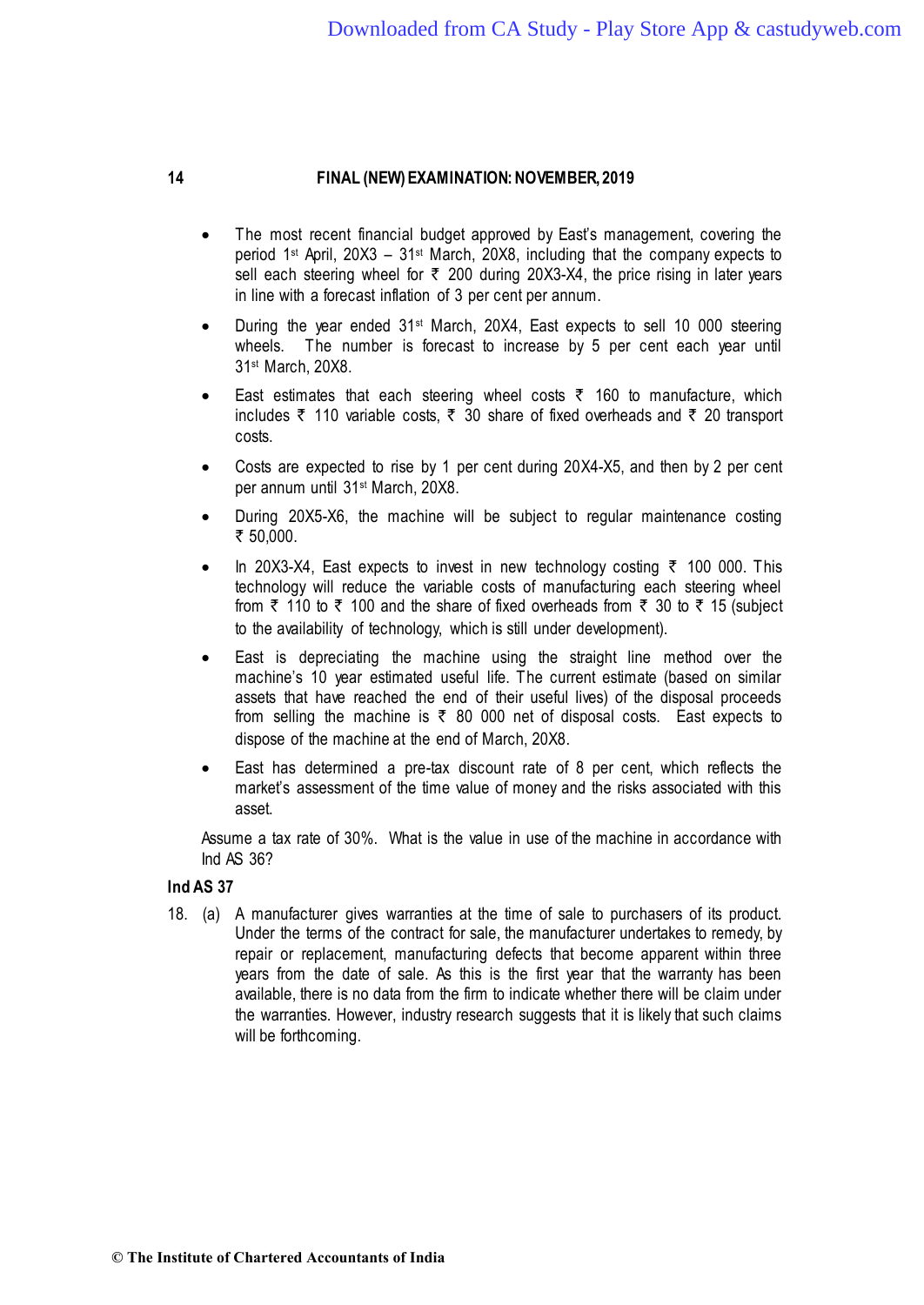- The most recent financial budget approved by East's management, covering the period 1st April, 20X3 – 31st March, 20X8, including that the company expects to sell each steering wheel for ₹ 200 during 20X3-X4, the price rising in later years in line with a forecast inflation of 3 per cent per annum.
- During the year ended 31st March, 20X4, East expects to sell 10 000 steering wheels. The number is forecast to increase by 5 per cent each year until 31st March, 20X8.
- East estimates that each steering wheel costs ₹ 160 to manufacture, which includes ₹ 110 variable costs, ₹ 30 share of fixed overheads and ₹ 20 transport costs.
- Costs are expected to rise by 1 per cent during 20X4-X5, and then by 2 per cent per annum until 31st March, 20X8.
- During 20X5-X6, the machine will be subject to regular maintenance costing ₹ 50,000.
- In 20X3-X4, East expects to invest in new technology costing ₹ 100 000. This technology will reduce the variable costs of manufacturing each steering wheel from ₹ 110 to ₹ 100 and the share of fixed overheads from ₹ 30 to ₹ 15 (subject to the availability of technology, which is still under development).
- East is depreciating the machine using the straight line method over the machine's 10 year estimated useful life. The current estimate (based on similar assets that have reached the end of their useful lives) of the disposal proceeds from selling the machine is ₹ 80 000 net of disposal costs. East expects to dispose of the machine at the end of March, 20X8.
- East has determined a pre-tax discount rate of 8 per cent, which reflects the market's assessment of the time value of money and the risks associated with this asset.

Assume a tax rate of 30%. What is the value in use of the machine in accordance with Ind AS 36?

**Ind AS 37**

18. (a) A manufacturer gives warranties at the time of sale to purchasers of its product. Under the terms of the contract for sale, the manufacturer undertakes to remedy, by repair or replacement, manufacturing defects that become apparent within three years from the date of sale. As this is the first year that the warranty has been available, there is no data from the firm to indicate whether there will be claim under the warranties. However, industry research suggests that it is likely that such claims will be forthcoming.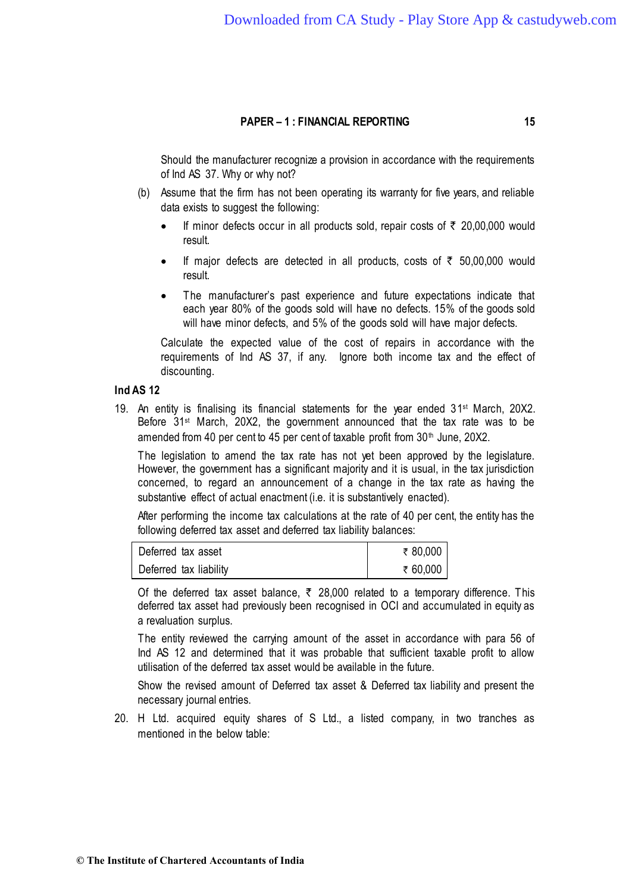Should the manufacturer recognize a provision in accordance with the requirements of Ind AS 37. Why or why not?

(b) Assume that the firm has not been operating its warranty for five years, and reliable data exists to suggest the following:

- If minor defects occur in all products sold, repair costs of ₹ 20,00,000 would result.
- If major defects are detected in all products, costs of ₹ 50,00,000 would result.
- The manufacturer's past experience and future expectations indicate that each year 80% of the goods sold will have no defects. 15% of the goods sold will have minor defects, and 5% of the goods sold will have major defects.

Calculate the expected value of the cost of repairs in accordance with the requirements of Ind AS 37, if any. Ignore both income tax and the effect of discounting.

**Ind AS 12**

19. An entity is finalising its financial statements for the year ended 31[st] March, 20X2. Before 31[st] March, 20X2, the government announced that the tax rate was to be amended from 40 per cent to 45 per cent of taxable profit from 30[th] June, 20X2.

 The legislation to amend the tax rate has not yet been approved by the legislature. However, the government has a significant majority and it is usual, in the tax jurisdiction concerned, to regard an announcement of a change in the tax rate as having the substantive effect of actual enactment (i.e. it is substantively enacted).

 After performing the income tax calculations at the rate of 40 per cent, the entity has the following deferred tax asset and deferred tax liability balances:

| | |
|---|---|
| Deferred tax asset | ₹ 80,000 |
| Deferred tax liability | ₹ 60,000 |

 Of the deferred tax asset balance, ₹ 28,000 related to a temporary difference. This deferred tax asset had previously been recognised in OCI and accumulated in equity as a revaluation surplus.

 The entity reviewed the carrying amount of the asset in accordance with para 56 of Ind AS 12 and determined that it was probable that sufficient taxable profit to allow utilisation of the deferred tax asset would be available in the future.

 Show the revised amount of Deferred tax asset & Deferred tax liability and present the necessary journal entries.

20. H Ltd. acquired equity shares of S Ltd., a listed company, in two tranches as mentioned in the below table: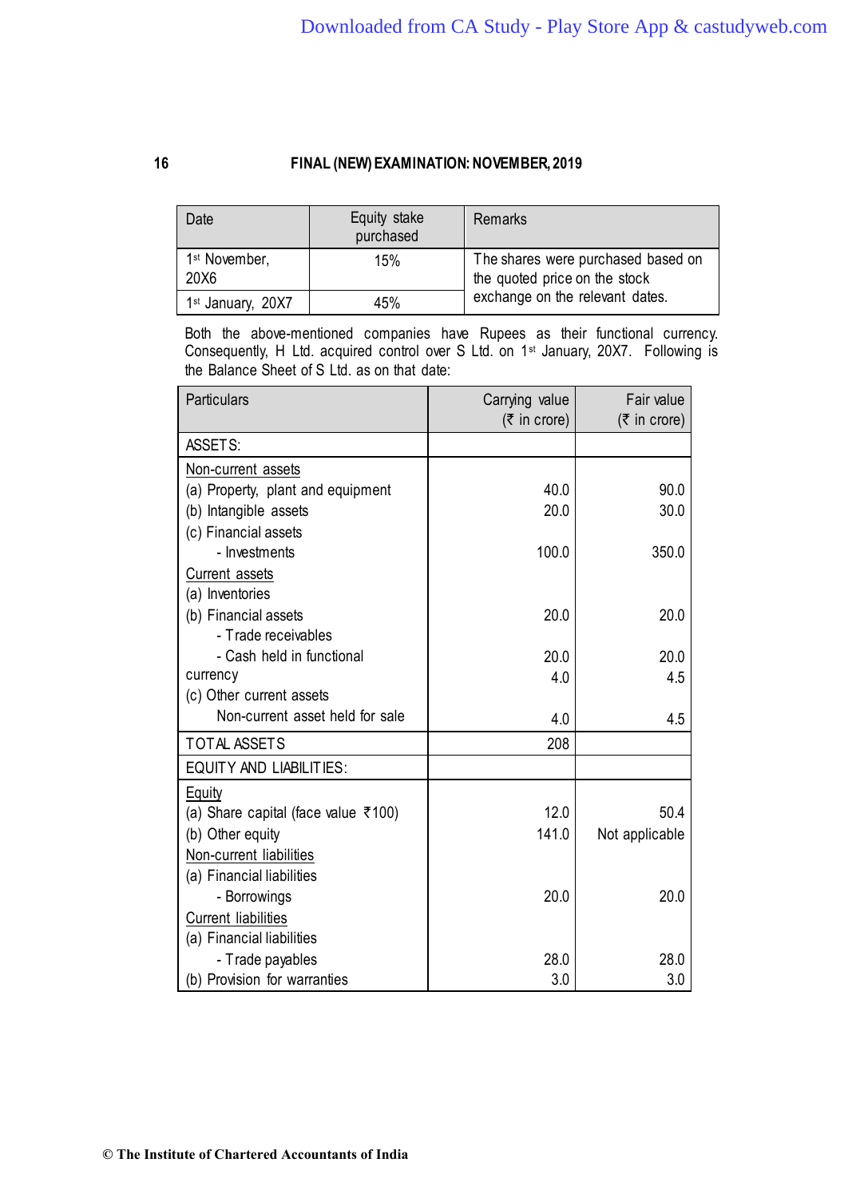| Date | Equity stake purchased | Remarks |
|---|---|---|
| 1st November, 20X6 | 15% | The shares were purchased based on the quoted price on the stock exchange on the relevant dates. |
| 1st January, 20X7 | 45% | |

Both the above-mentioned companies have Rupees as their functional currency. Consequently, H Ltd. acquired control over S Ltd. on 1st January, 20X7. Following is the Balance Sheet of S Ltd. as on that date:

| Particulars | Carrying value (₹ in crore) | Fair value (₹ in crore) |
|---|---|---|
| ASSETS: | | |
| Non-current assets | | |
| (a) Property, plant and equipment | 40.0 | 90.0 |
| (b) Intangible assets | 20.0 | 30.0 |
| (c) Financial assets | | |
| - Investments | 100.0 | 350.0 |
| Current assets | | |
| (a) Inventories | 20.0 | 20.0 |
| (b) Financial assets | | |
| - Trade receivables | 20.0 | 20.0 |
| - Cash held in functional currency | 4.0 | 4.5 |
| (c) Other current assets | | |
| Non-current asset held for sale | 4.0 | 4.5 |
| TOTAL ASSETS | 208 | |
| EQUITY AND LIABILITIES: | | |
| Equity | | |
| (a) Share capital (face value ₹100) | 12.0 | 50.4 |
| (b) Other equity | 141.0 | Not applicable |
| Non-current liabilities | | |
| (a) Financial liabilities | | |
| - Borrowings | 20.0 | 20.0 |
| Current liabilities | | |
| (a) Financial liabilities | | |
| - Trade payables | 28.0 | 28.0 |
| (b) Provision for warranties | 3.0 | 3.0 |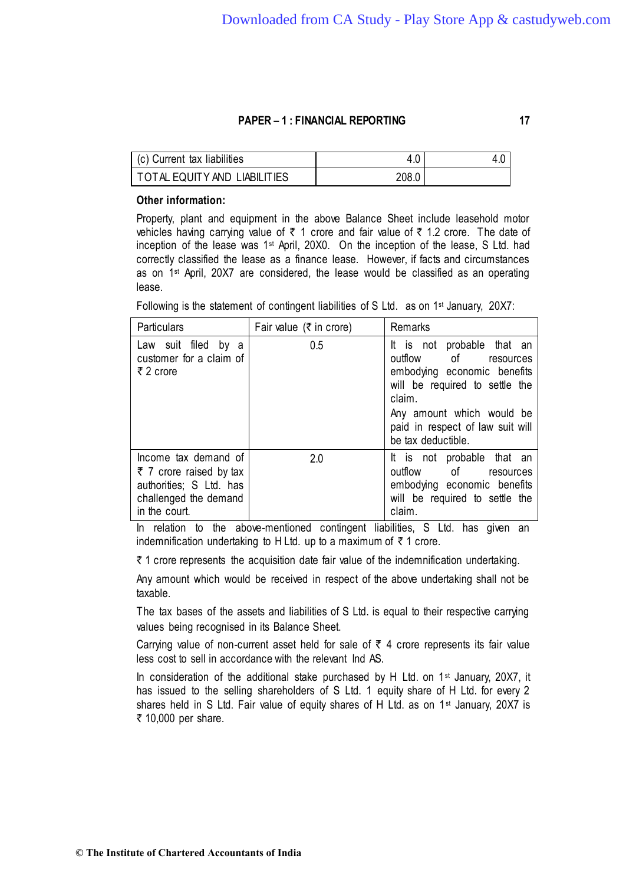| (c) Current tax liabilities | 4.0 | 4.0 |
|---|---|---|
| TOTAL EQUITY AND LIABILITIES | 208.0 | |

**Other information:**

Property, plant and equipment in the above Balance Sheet include leasehold motor vehicles having carrying value of ₹ 1 crore and fair value of ₹ 1.2 crore. The date of inception of the lease was 1st April, 20X0. On the inception of the lease, S Ltd. had correctly classified the lease as a finance lease. However, if facts and circumstances as on 1st April, 20X7 are considered, the lease would be classified as an operating lease.

Following is the statement of contingent liabilities of S Ltd. as on 1st January, 20X7:

| Particulars | Fair value (₹ in crore) | Remarks |
|---|---|---|
| Law suit filed by a customer for a claim of ₹ 2 crore | 0.5 | It is not probable that an outflow of resources embodying economic benefits will be required to settle the claim. Any amount which would be paid in respect of law suit will be tax deductible. |
| Income tax demand of ₹ 7 crore raised by tax authorities; S Ltd. has challenged the demand in the court. | 2.0 | It is not probable that an outflow of resources embodying economic benefits will be required to settle the claim. |

In relation to the above-mentioned contingent liabilities, S Ltd. has given an indemnification undertaking to H Ltd. up to a maximum of ₹ 1 crore.

₹ 1 crore represents the acquisition date fair value of the indemnification undertaking.

Any amount which would be received in respect of the above undertaking shall not be taxable.

The tax bases of the assets and liabilities of S Ltd. is equal to their respective carrying values being recognised in its Balance Sheet.

Carrying value of non-current asset held for sale of ₹ 4 crore represents its fair value less cost to sell in accordance with the relevant Ind AS.

In consideration of the additional stake purchased by H Ltd. on 1st January, 20X7, it has issued to the selling shareholders of S Ltd. 1 equity share of H Ltd. for every 2 shares held in S Ltd. Fair value of equity shares of H Ltd. as on 1st January, 20X7 is ₹ 10,000 per share.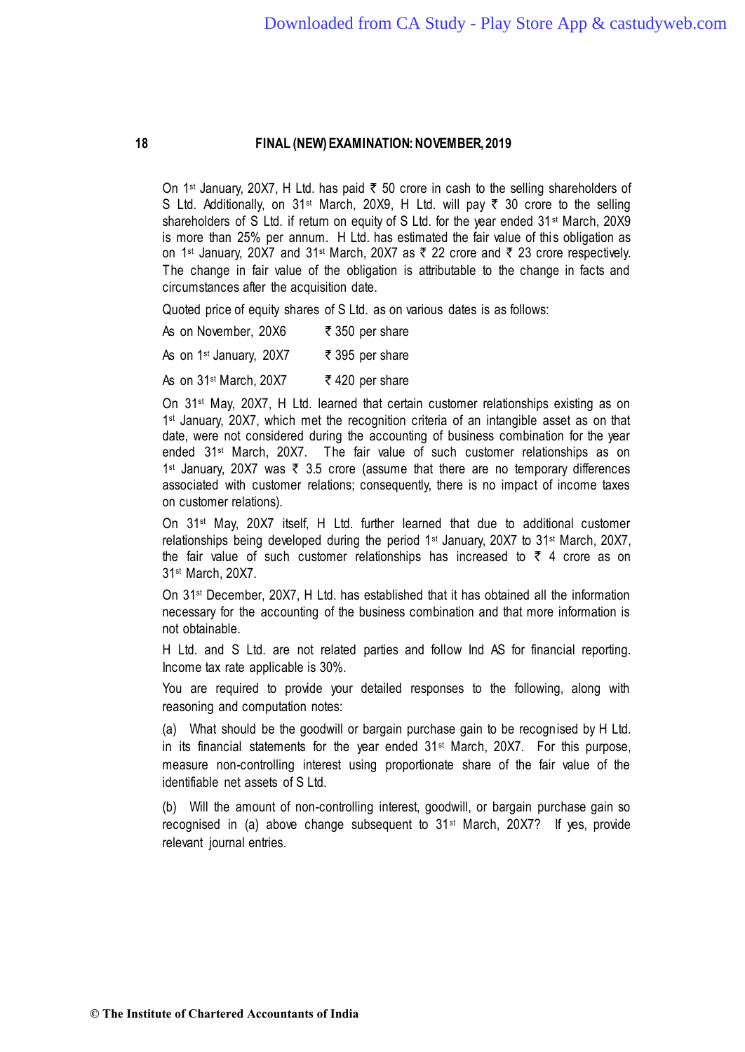On 1st January, 20X7, H Ltd. has paid ₹ 50 crore in cash to the selling shareholders of S Ltd. Additionally, on 31st March, 20X9, H Ltd. will pay ₹ 30 crore to the selling shareholders of S Ltd. if return on equity of S Ltd. for the year ended 31st March, 20X9 is more than 25% per annum. H Ltd. has estimated the fair value of this obligation as on 1st January, 20X7 and 31st March, 20X7 as ₹ 22 crore and ₹ 23 crore respectively. The change in fair value of the obligation is attributable to the change in facts and circumstances after the acquisition date.

Quoted price of equity shares of S Ltd. as on various dates is as follows:

| | |
|---|---|
| As on November, 20X6 | ₹ 350 per share |
| As on 1st January, 20X7 | ₹ 395 per share |
| As on 31st March, 20X7 | ₹ 420 per share |

On 31st May, 20X7, H Ltd. learned that certain customer relationships existing as on 1st January, 20X7, which met the recognition criteria of an intangible asset as on that date, were not considered during the accounting of business combination for the year ended 31st March, 20X7. The fair value of such customer relationships as on 1st January, 20X7 was ₹ 3.5 crore (assume that there are no temporary differences associated with customer relations; consequently, there is no impact of income taxes on customer relations).

On 31st May, 20X7 itself, H Ltd. further learned that due to additional customer relationships being developed during the period 1st January, 20X7 to 31st March, 20X7, the fair value of such customer relationships has increased to ₹ 4 crore as on 31st March, 20X7.

On 31st December, 20X7, H Ltd. has established that it has obtained all the information necessary for the accounting of the business combination and that more information is not obtainable.

H Ltd. and S Ltd. are not related parties and follow Ind AS for financial reporting. Income tax rate applicable is 30%.

You are required to provide your detailed responses to the following, along with reasoning and computation notes:

(a) What should be the goodwill or bargain purchase gain to be recognised by H Ltd. in its financial statements for the year ended 31st March, 20X7. For this purpose, measure non-controlling interest using proportionate share of the fair value of the identifiable net assets of S Ltd.

(b) Will the amount of non-controlling interest, goodwill, or bargain purchase gain so recognised in (a) above change subsequent to 31st March, 20X7? If yes, provide relevant journal entries.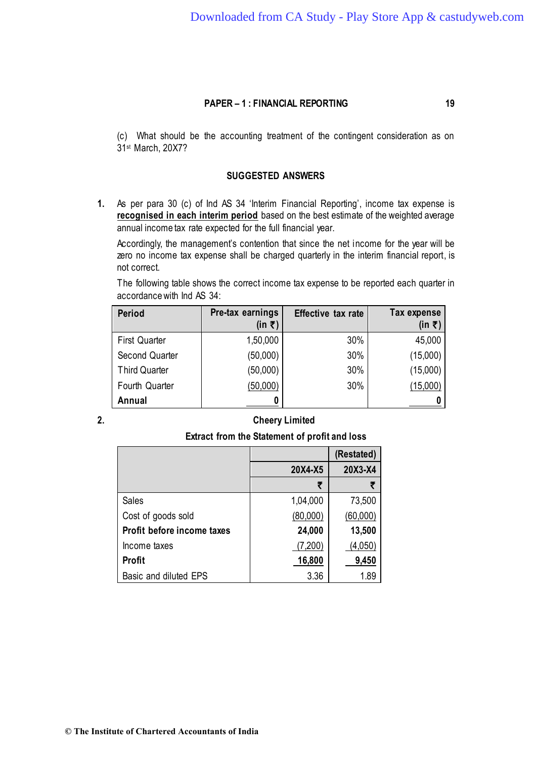(c) What should be the accounting treatment of the contingent consideration as on 31st March, 20X7?

## SUGGESTED ANSWERS

1. As per para 30 (c) of Ind AS 34 'Interim Financial Reporting', income tax expense is **recognised in each interim period** based on the best estimate of the weighted average annual income tax rate expected for the full financial year.

   Accordingly, the management's contention that since the net income for the year will be zero no income tax expense shall be charged quarterly in the interim financial report, is not correct.

   The following table shows the correct income tax expense to be reported each quarter in accordance with Ind AS 34:

| Period | Pre-tax earnings (in ₹) | Effective tax rate | Tax expense (in ₹) |
|---|---|---|---|
| First Quarter | 1,50,000 | 30% | 45,000 |
| Second Quarter | (50,000) | 30% | (15,000) |
| Third Quarter | (50,000) | 30% | (15,000) |
| Fourth Quarter | (50,000) | 30% | (15,000) |
| **Annual** | **0** | | **0** |

2. **Cheery Limited**

   **Extract from the Statement of profit and loss**

| | | (Restated) |
|---|---|---|
| | **20X4-X5** | **20X3-X4** |
| | ₹ | ₹ |
| Sales | 1,04,000 | 73,500 |
| Cost of goods sold | (80,000) | (60,000) |
| **Profit before income taxes** | **24,000** | **13,500** |
| Income taxes | (7,200) | (4,050) |
| **Profit** | **16,800** | **9,450** |
| Basic and diluted EPS | 3.36 | 1.89 |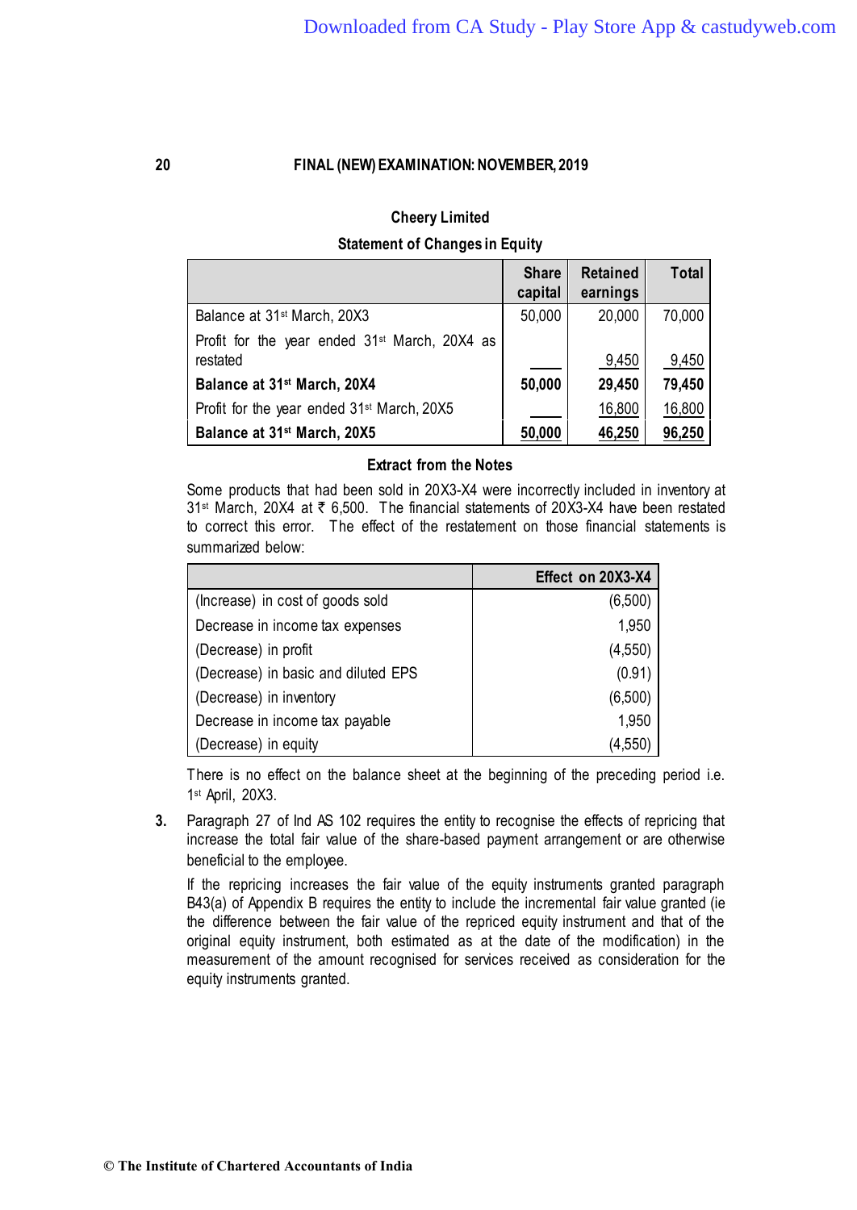**Cheery Limited**

**Statement of Changes in Equity**

| | Share capital | Retained earnings | Total |
|---|---|---|---|
| Balance at 31st March, 20X3 | 50,000 | 20,000 | 70,000 |
| Profit for the year ended 31st March, 20X4 as restated | | 9,450 | 9,450 |
| **Balance at 31st March, 20X4** | **50,000** | **29,450** | **79,450** |
| Profit for the year ended 31st March, 20X5 | | 16,800 | 16,800 |
| **Balance at 31st March, 20X5** | **50,000** | **46,250** | **96,250** |

**Extract from the Notes**

Some products that had been sold in 20X3-X4 were incorrectly included in inventory at 31st March, 20X4 at ₹ 6,500. The financial statements of 20X3-X4 have been restated to correct this error. The effect of the restatement on those financial statements is summarized below:

| | Effect on 20X3-X4 |
|---|---|
| (Increase) in cost of goods sold | (6,500) |
| Decrease in income tax expenses | 1,950 |
| (Decrease) in profit | (4,550) |
| (Decrease) in basic and diluted EPS | (0.91) |
| (Decrease) in inventory | (6,500) |
| Decrease in income tax payable | 1,950 |
| (Decrease) in equity | (4,550) |

There is no effect on the balance sheet at the beginning of the preceding period i.e. 1st April, 20X3.

3. Paragraph 27 of Ind AS 102 requires the entity to recognise the effects of repricing that increase the total fair value of the share-based payment arrangement or are otherwise beneficial to the employee.

   If the repricing increases the fair value of the equity instruments granted paragraph B43(a) of Appendix B requires the entity to include the incremental fair value granted (ie the difference between the fair value of the repriced equity instrument and that of the original equity instrument, both estimated as at the date of the modification) in the measurement of the amount recognised for services received as consideration for the equity instruments granted.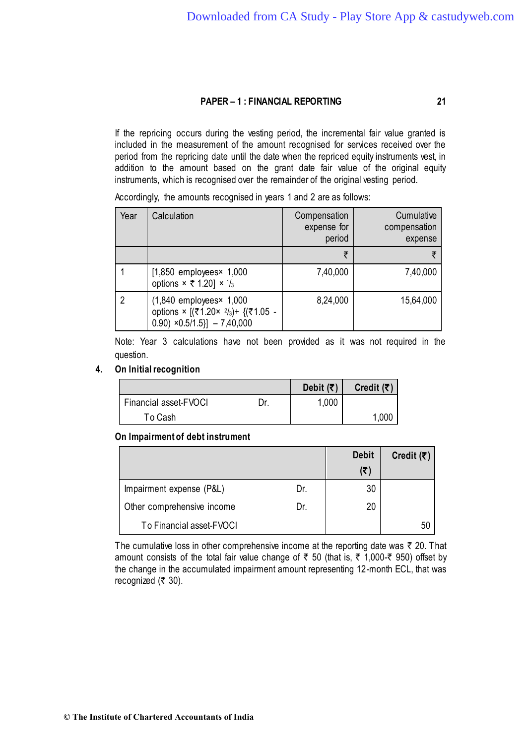If the repricing occurs during the vesting period, the incremental fair value granted is included in the measurement of the amount recognised for services received over the period from the repricing date until the date when the repriced equity instruments vest, in addition to the amount based on the grant date fair value of the original equity instruments, which is recognised over the remainder of the original vesting period.

Accordingly, the amounts recognised in years 1 and 2 are as follows:

| Year | Calculation | Compensation expense for period | Cumulative compensation expense |
|---|---|---|---|
| | | ₹ | ₹ |
| 1 | [1,850 employees× 1,000 options × ₹ 1.20] × $^1/_3$ | 7,40,000 | 7,40,000 |
| 2 | (1,840 employees× 1,000 options × [(₹1.20× $^2/_3$)+ {(₹1.05 - 0.90) ×0.5/1.5}] – 7,40,000 | 8,24,000 | 15,64,000 |

Note: Year 3 calculations have not been provided as it was not required in the question.

4. **On Initial recognition**

| | | Debit (₹) | Credit (₹) |
|---|---|---|---|
| Financial asset-FVOCI | Dr. | 1,000 | |
| To Cash | | | 1,000 |

**On Impairment of debt instrument**

| | | Debit (₹) | Credit (₹) |
|---|---|---|---|
| Impairment expense (P&L) | Dr. | 30 | |
| Other comprehensive income | Dr. | 20 | |
| To Financial asset-FVOCI | | | 50 |

The cumulative loss in other comprehensive income at the reporting date was ₹ 20. That amount consists of the total fair value change of ₹ 50 (that is, ₹ 1,000-₹ 950) offset by the change in the accumulated impairment amount representing 12-month ECL, that was recognized (₹ 30).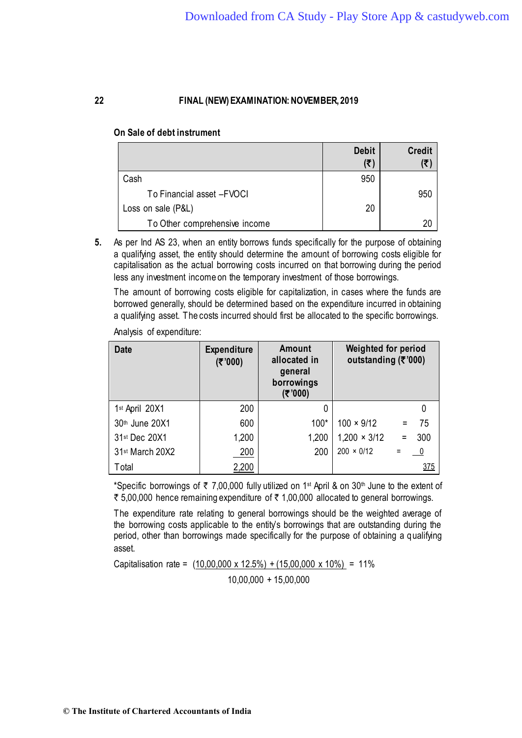**On Sale of debt instrument**

| | Debit (₹) | Credit (₹) |
|---|---|---|
| Cash | 950 | |
| To Financial asset –FVOCI | | 950 |
| Loss on sale (P&L) | 20 | |
| To Other comprehensive income | | 20 |

**5.** As per Ind AS 23, when an entity borrows funds specifically for the purpose of obtaining a qualifying asset, the entity should determine the amount of borrowing costs eligible for capitalisation as the actual borrowing costs incurred on that borrowing during the period less any investment income on the temporary investment of those borrowings.

The amount of borrowing costs eligible for capitalization, in cases where the funds are borrowed generally, should be determined based on the expenditure incurred in obtaining a qualifying asset. The costs incurred should first be allocated to the specific borrowings.

Analysis of expenditure:

| Date | Expenditure (₹'000) | Amount allocated in general borrowings (₹'000) | Weighted for period outstanding (₹'000) |
|---|---|---|---|
| 1st April 20X1 | 200 | 0 | 0 |
| 30th June 20X1 | 600 | 100* | 100 × 9/12 = 75 |
| 31st Dec 20X1 | 1,200 | 1,200 | 1,200 × 3/12 = 300 |
| 31st March 20X2 | 200 | 200 | 200 × 0/12 = 0 |
| Total | 2,200 | | 375 |

*Specific borrowings of ₹ 7,00,000 fully utilized on 1st April & on 30th June to the extent of ₹ 5,00,000 hence remaining expenditure of ₹ 1,00,000 allocated to general borrowings.

The expenditure rate relating to general borrowings should be the weighted average of the borrowing costs applicable to the entity's borrowings that are outstanding during the period, other than borrowings made specifically for the purpose of obtaining a qualifying asset.

$$\text{Capitalisation rate} = \frac{(10,00,000 \times 12.5\%) + (15,00,000 \times 10\%)}{10,00,000 + 15,00,000} = 11\%$$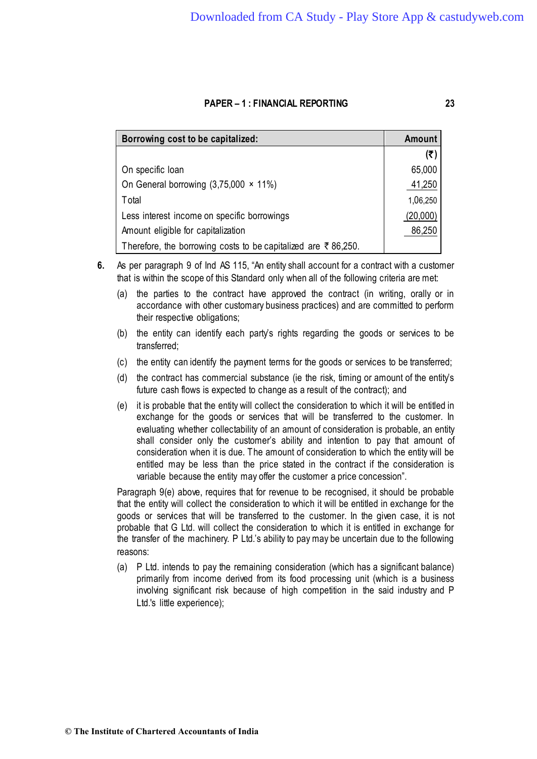| Borrowing cost to be capitalized: | Amount |
|---|---|
| | (₹) |
| On specific loan | 65,000 |
| On General borrowing (3,75,000 × 11%) | 41,250 |
| Total | 1,06,250 |
| Less interest income on specific borrowings | (20,000) |
| Amount eligible for capitalization | 86,250 |
| Therefore, the borrowing costs to be capitalized are ₹ 86,250. | |

**6.** As per paragraph 9 of Ind AS 115, "An entity shall account for a contract with a customer that is within the scope of this Standard only when all of the following criteria are met:

(a) the parties to the contract have approved the contract (in writing, orally or in accordance with other customary business practices) and are committed to perform their respective obligations;

(b) the entity can identify each party's rights regarding the goods or services to be transferred;

(c) the entity can identify the payment terms for the goods or services to be transferred;

(d) the contract has commercial substance (ie the risk, timing or amount of the entity's future cash flows is expected to change as a result of the contract); and

(e) it is probable that the entity will collect the consideration to which it will be entitled in exchange for the goods or services that will be transferred to the customer. In evaluating whether collectability of an amount of consideration is probable, an entity shall consider only the customer's ability and intention to pay that amount of consideration when it is due. The amount of consideration to which the entity will be entitled may be less than the price stated in the contract if the consideration is variable because the entity may offer the customer a price concession".

Paragraph 9(e) above, requires that for revenue to be recognised, it should be probable that the entity will collect the consideration to which it will be entitled in exchange for the goods or services that will be transferred to the customer. In the given case, it is not probable that G Ltd. will collect the consideration to which it is entitled in exchange for the transfer of the machinery. P Ltd.'s ability to pay may be uncertain due to the following reasons:

(a) P Ltd. intends to pay the remaining consideration (which has a significant balance) primarily from income derived from its food processing unit (which is a business involving significant risk because of high competition in the said industry and P Ltd.'s little experience);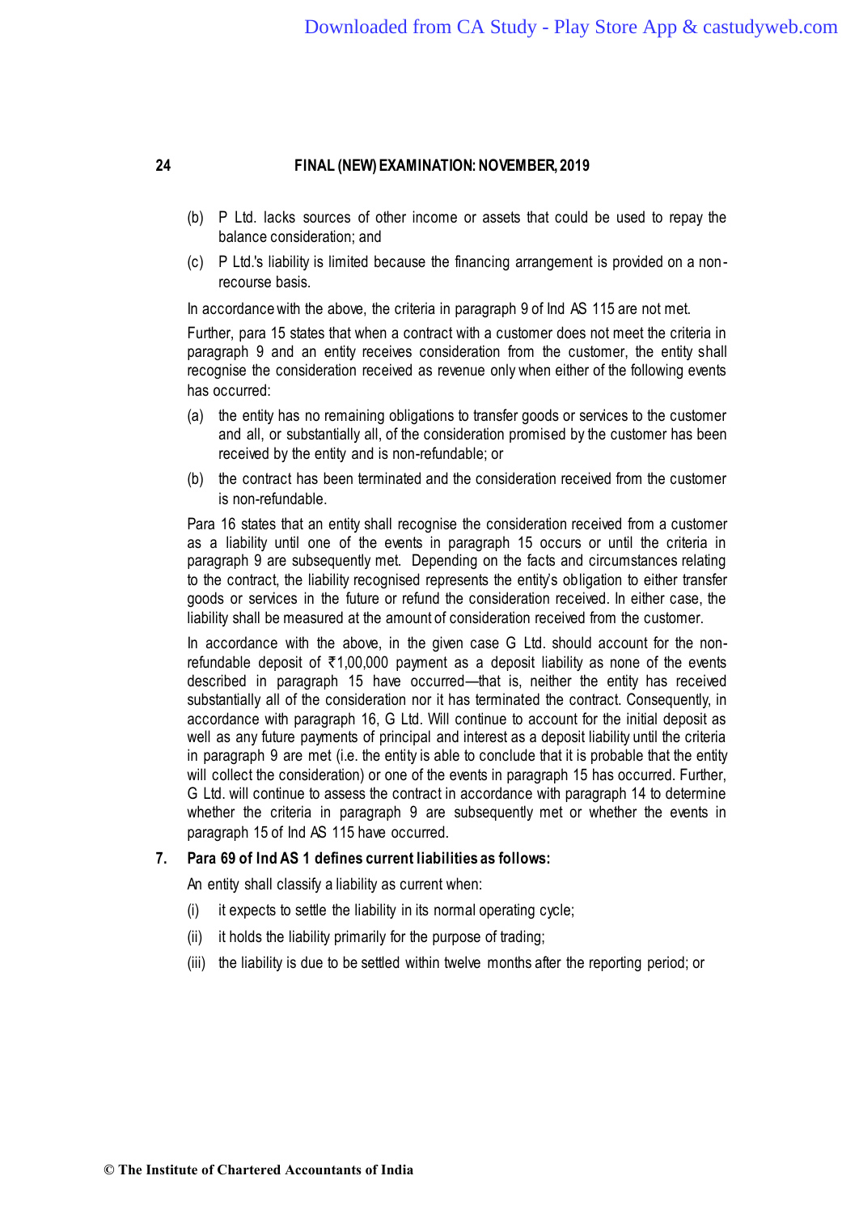(b) P Ltd. lacks sources of other income or assets that could be used to repay the balance consideration; and

(c) P Ltd.'s liability is limited because the financing arrangement is provided on a non-recourse basis.

In accordance with the above, the criteria in paragraph 9 of Ind AS 115 are not met.

Further, para 15 states that when a contract with a customer does not meet the criteria in paragraph 9 and an entity receives consideration from the customer, the entity shall recognise the consideration received as revenue only when either of the following events has occurred:

(a) the entity has no remaining obligations to transfer goods or services to the customer and all, or substantially all, of the consideration promised by the customer has been received by the entity and is non-refundable; or

(b) the contract has been terminated and the consideration received from the customer is non-refundable.

Para 16 states that an entity shall recognise the consideration received from a customer as a liability until one of the events in paragraph 15 occurs or until the criteria in paragraph 9 are subsequently met. Depending on the facts and circumstances relating to the contract, the liability recognised represents the entity's obligation to either transfer goods or services in the future or refund the consideration received. In either case, the liability shall be measured at the amount of consideration received from the customer.

In accordance with the above, in the given case G Ltd. should account for the non-refundable deposit of ₹1,00,000 payment as a deposit liability as none of the events described in paragraph 15 have occurred—that is, neither the entity has received substantially all of the consideration nor it has terminated the contract. Consequently, in accordance with paragraph 16, G Ltd. Will continue to account for the initial deposit as well as any future payments of principal and interest as a deposit liability until the criteria in paragraph 9 are met (i.e. the entity is able to conclude that it is probable that the entity will collect the consideration) or one of the events in paragraph 15 has occurred. Further, G Ltd. will continue to assess the contract in accordance with paragraph 14 to determine whether the criteria in paragraph 9 are subsequently met or whether the events in paragraph 15 of Ind AS 115 have occurred.

**7. Para 69 of Ind AS 1 defines current liabilities as follows:**

An entity shall classify a liability as current when:

(i) it expects to settle the liability in its normal operating cycle;

(ii) it holds the liability primarily for the purpose of trading;

(iii) the liability is due to be settled within twelve months after the reporting period; or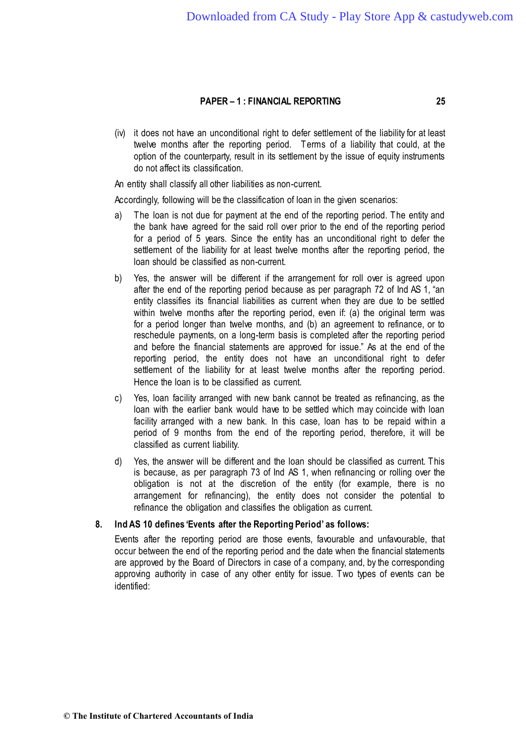(iv) it does not have an unconditional right to defer settlement of the liability for at least twelve months after the reporting period. Terms of a liability that could, at the option of the counterparty, result in its settlement by the issue of equity instruments do not affect its classification.

An entity shall classify all other liabilities as non-current.

Accordingly, following will be the classification of loan in the given scenarios:

a) The loan is not due for payment at the end of the reporting period. The entity and the bank have agreed for the said roll over prior to the end of the reporting period for a period of 5 years. Since the entity has an unconditional right to defer the settlement of the liability for at least twelve months after the reporting period, the loan should be classified as non-current.

b) Yes, the answer will be different if the arrangement for roll over is agreed upon after the end of the reporting period because as per paragraph 72 of Ind AS 1, "an entity classifies its financial liabilities as current when they are due to be settled within twelve months after the reporting period, even if: (a) the original term was for a period longer than twelve months, and (b) an agreement to refinance, or to reschedule payments, on a long-term basis is completed after the reporting period and before the financial statements are approved for issue." As at the end of the reporting period, the entity does not have an unconditional right to defer settlement of the liability for at least twelve months after the reporting period. Hence the loan is to be classified as current.

c) Yes, loan facility arranged with new bank cannot be treated as refinancing, as the loan with the earlier bank would have to be settled which may coincide with loan facility arranged with a new bank. In this case, loan has to be repaid within a period of 9 months from the end of the reporting period, therefore, it will be classified as current liability.

d) Yes, the answer will be different and the loan should be classified as current. This is because, as per paragraph 73 of Ind AS 1, when refinancing or rolling over the obligation is not at the discretion of the entity (for example, there is no arrangement for refinancing), the entity does not consider the potential to refinance the obligation and classifies the obligation as current.

**8. Ind AS 10 defines 'Events after the Reporting Period' as follows:**

Events after the reporting period are those events, favourable and unfavourable, that occur between the end of the reporting period and the date when the financial statements are approved by the Board of Directors in case of a company, and, by the corresponding approving authority in case of any other entity for issue. Two types of events can be identified: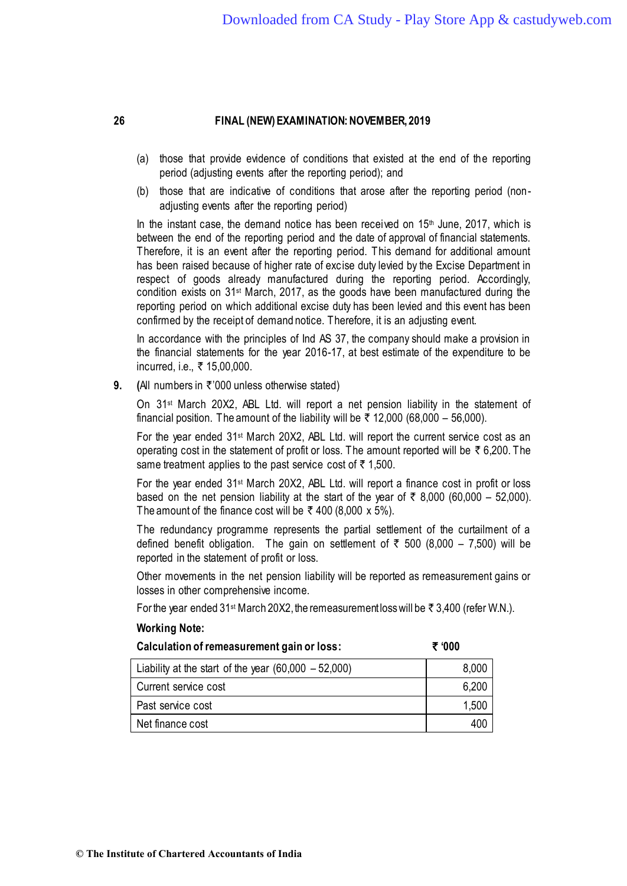(a) those that provide evidence of conditions that existed at the end of the reporting period (adjusting events after the reporting period); and

(b) those that are indicative of conditions that arose after the reporting period (non-adjusting events after the reporting period)

In the instant case, the demand notice has been received on 15th June, 2017, which is between the end of the reporting period and the date of approval of financial statements. Therefore, it is an event after the reporting period. This demand for additional amount has been raised because of higher rate of excise duty levied by the Excise Department in respect of goods already manufactured during the reporting period. Accordingly, condition exists on 31st March, 2017, as the goods have been manufactured during the reporting period on which additional excise duty has been levied and this event has been confirmed by the receipt of demand notice. Therefore, it is an adjusting event.

In accordance with the principles of Ind AS 37, the company should make a provision in the financial statements for the year 2016-17, at best estimate of the expenditure to be incurred, i.e., ₹ 15,00,000.

**9.** **(**All numbers in ₹'000 unless otherwise stated)

On 31st March 20X2, ABL Ltd. will report a net pension liability in the statement of financial position. The amount of the liability will be ₹ 12,000 (68,000 – 56,000).

For the year ended 31st March 20X2, ABL Ltd. will report the current service cost as an operating cost in the statement of profit or loss. The amount reported will be ₹ 6,200. The same treatment applies to the past service cost of ₹ 1,500.

For the year ended 31st March 20X2, ABL Ltd. will report a finance cost in profit or loss based on the net pension liability at the start of the year of ₹ 8,000 (60,000 – 52,000). The amount of the finance cost will be ₹ 400 (8,000 x 5%).

The redundancy programme represents the partial settlement of the curtailment of a defined benefit obligation. The gain on settlement of ₹ 500 (8,000 – 7,500) will be reported in the statement of profit or loss.

Other movements in the net pension liability will be reported as remeasurement gains or losses in other comprehensive income.

For the year ended 31st March 20X2, the remeasurement loss will be ₹ 3,400 (refer W.N.).

**Working Note:**

| **Calculation of remeasurement gain or loss:** | **₹ '000** |
|---|---|
| Liability at the start of the year (60,000 – 52,000) | 8,000 |
| Current service cost | 6,200 |
| Past service cost | 1,500 |
| Net finance cost | 400 |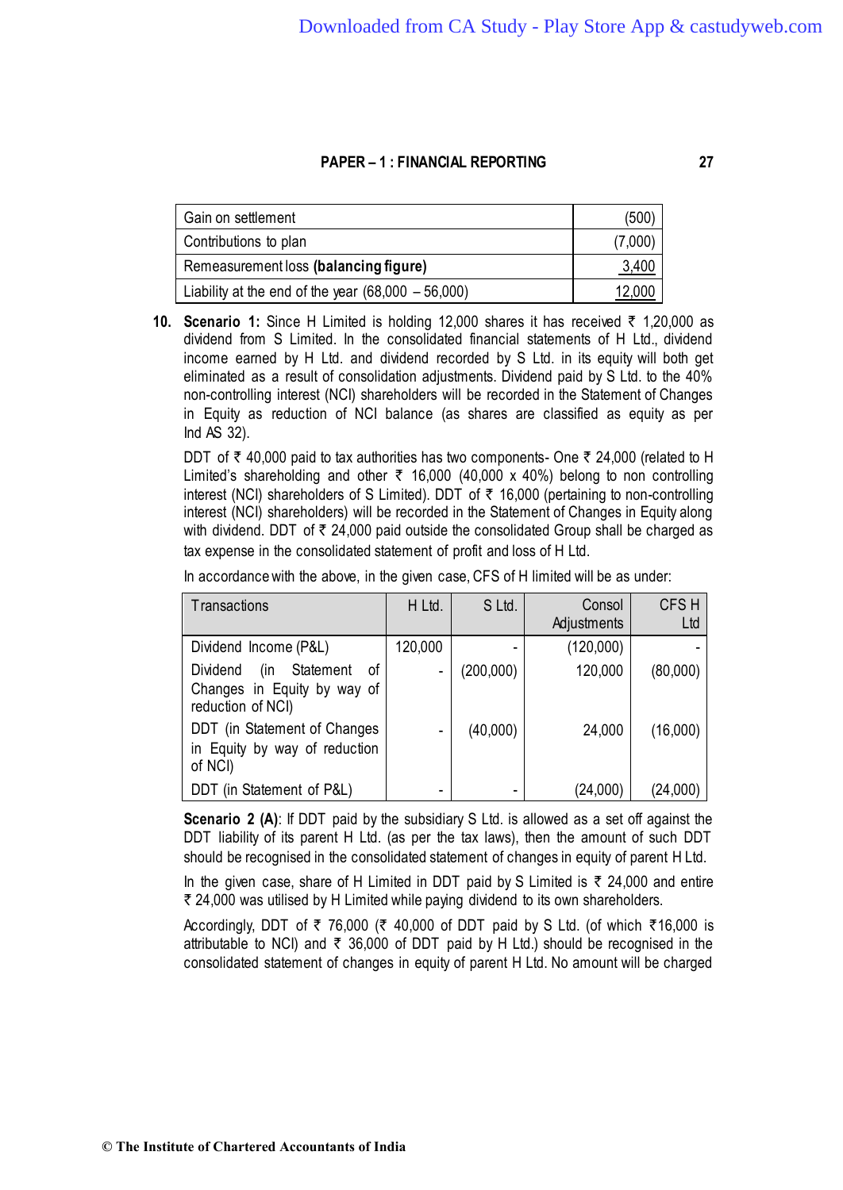| Gain on settlement | (500) |
|---|---|
| Contributions to plan | (7,000) |
| Remeasurement loss **(balancing figure)** | 3,400 |
| Liability at the end of the year (68,000 – 56,000) | 12,000 |

10. **Scenario 1:** Since H Limited is holding 12,000 shares it has received ₹ 1,20,000 as dividend from S Limited. In the consolidated financial statements of H Ltd., dividend income earned by H Ltd. and dividend recorded by S Ltd. in its equity will both get eliminated as a result of consolidation adjustments. Dividend paid by S Ltd. to the 40% non-controlling interest (NCI) shareholders will be recorded in the Statement of Changes in Equity as reduction of NCI balance (as shares are classified as equity as per Ind AS 32).

DDT of ₹ 40,000 paid to tax authorities has two components- One ₹ 24,000 (related to H Limited's shareholding and other ₹ 16,000 (40,000 x 40%) belong to non controlling interest (NCI) shareholders of S Limited). DDT of ₹ 16,000 (pertaining to non-controlling interest (NCI) shareholders) will be recorded in the Statement of Changes in Equity along with dividend. DDT of ₹ 24,000 paid outside the consolidated Group shall be charged as tax expense in the consolidated statement of profit and loss of H Ltd.

In accordance with the above, in the given case, CFS of H limited will be as under:

| Transactions | H Ltd. | S Ltd. | Consol Adjustments | CFS H Ltd |
|---|---|---|---|---|
| Dividend Income (P&L) | 120,000 | - | (120,000) | - |
| Dividend (in Statement of Changes in Equity by way of reduction of NCI) | - | (200,000) | 120,000 | (80,000) |
| DDT (in Statement of Changes in Equity by way of reduction of NCI) | - | (40,000) | 24,000 | (16,000) |
| DDT (in Statement of P&L) | - | - | (24,000) | (24,000) |

**Scenario 2 (A)**: If DDT paid by the subsidiary S Ltd. is allowed as a set off against the DDT liability of its parent H Ltd. (as per the tax laws), then the amount of such DDT should be recognised in the consolidated statement of changes in equity of parent H Ltd.

In the given case, share of H Limited in DDT paid by S Limited is ₹ 24,000 and entire ₹ 24,000 was utilised by H Limited while paying dividend to its own shareholders.

Accordingly, DDT of ₹ 76,000 (₹ 40,000 of DDT paid by S Ltd. (of which ₹16,000 is attributable to NCI) and ₹ 36,000 of DDT paid by H Ltd.) should be recognised in the consolidated statement of changes in equity of parent H Ltd. No amount will be charged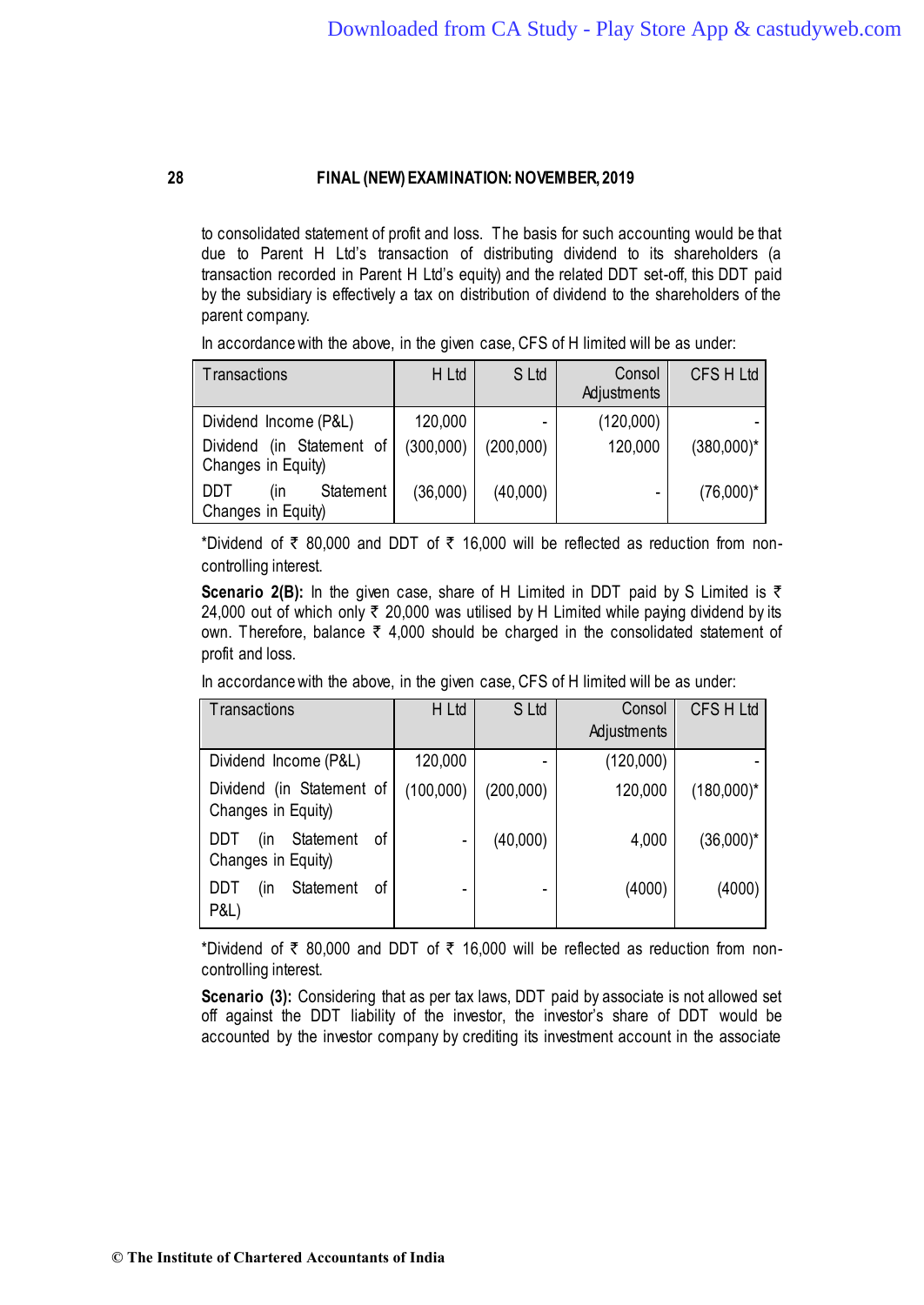to consolidated statement of profit and loss. The basis for such accounting would be that due to Parent H Ltd's transaction of distributing dividend to its shareholders (a transaction recorded in Parent H Ltd's equity) and the related DDT set-off, this DDT paid by the subsidiary is effectively a tax on distribution of dividend to the shareholders of the parent company.

In accordance with the above, in the given case, CFS of H limited will be as under:

| Transactions | H Ltd | S Ltd | Consol Adjustments | CFS H Ltd |
|---|---|---|---|---|
| Dividend Income (P&L) | 120,000 | - | (120,000) | - |
| Dividend (in Statement of Changes in Equity) | (300,000) | (200,000) | 120,000 | (380,000)* |
| DDT (in Statement Changes in Equity) | (36,000) | (40,000) | - | (76,000)* |

*Dividend of ₹ 80,000 and DDT of ₹ 16,000 will be reflected as reduction from non-controlling interest.

**Scenario 2(B):** In the given case, share of H Limited in DDT paid by S Limited is ₹ 24,000 out of which only ₹ 20,000 was utilised by H Limited while paying dividend by its own. Therefore, balance ₹ 4,000 should be charged in the consolidated statement of profit and loss.

In accordance with the above, in the given case, CFS of H limited will be as under:

| Transactions | H Ltd | S Ltd | Consol Adjustments | CFS H Ltd |
|---|---|---|---|---|
| Dividend Income (P&L) | 120,000 | - | (120,000) | - |
| Dividend (in Statement of Changes in Equity) | (100,000) | (200,000) | 120,000 | (180,000)* |
| DDT (in Statement of Changes in Equity) | - | (40,000) | 4,000 | (36,000)* |
| DDT (in Statement of P&L) | - | - | (4000) | (4000) |

*Dividend of ₹ 80,000 and DDT of ₹ 16,000 will be reflected as reduction from non-controlling interest.

**Scenario (3):** Considering that as per tax laws, DDT paid by associate is not allowed set off against the DDT liability of the investor, the investor's share of DDT would be accounted by the investor company by crediting its investment account in the associate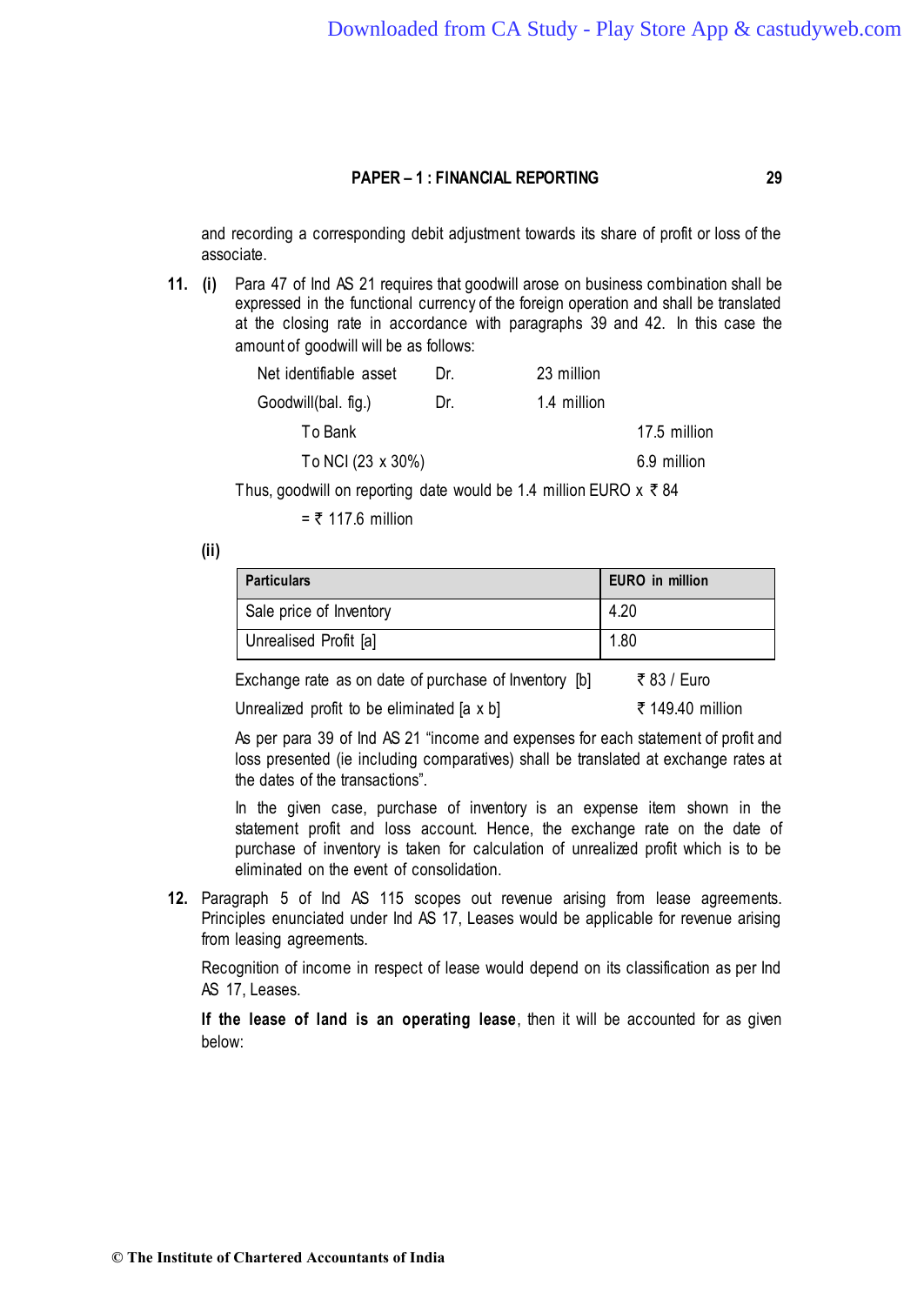and recording a corresponding debit adjustment towards its share of profit or loss of the associate.

**11. (i)** Para 47 of Ind AS 21 requires that goodwill arose on business combination shall be expressed in the functional currency of the foreign operation and shall be translated at the closing rate in accordance with paragraphs 39 and 42. In this case the amount of goodwill will be as follows:

| | | | |
|---|---|---|---|
| Net identifiable asset | Dr. | 23 million | |
| Goodwill(bal. fig.) | Dr. | 1.4 million | |
| To Bank | | | 17.5 million |
| To NCI (23 x 30%) | | | 6.9 million |

Thus, goodwill on reporting date would be 1.4 million EURO x ₹ 84

= ₹ 117.6 million

**(ii)**

| **Particulars** | **EURO in million** |
|---|---|
| Sale price of Inventory | 4.20 |
| Unrealised Profit [a] | 1.80 |

| | |
|---|---|
| Exchange rate as on date of purchase of Inventory [b] | ₹ 83 / Euro |
| Unrealized profit to be eliminated [a x b] | ₹ 149.40 million |

As per para 39 of Ind AS 21 "income and expenses for each statement of profit and loss presented (ie including comparatives) shall be translated at exchange rates at the dates of the transactions".

In the given case, purchase of inventory is an expense item shown in the statement profit and loss account. Hence, the exchange rate on the date of purchase of inventory is taken for calculation of unrealized profit which is to be eliminated on the event of consolidation.

**12.** Paragraph 5 of Ind AS 115 scopes out revenue arising from lease agreements. Principles enunciated under Ind AS 17, Leases would be applicable for revenue arising from leasing agreements.

Recognition of income in respect of lease would depend on its classification as per Ind AS 17, Leases.

**If the lease of land is an operating lease**, then it will be accounted for as given below: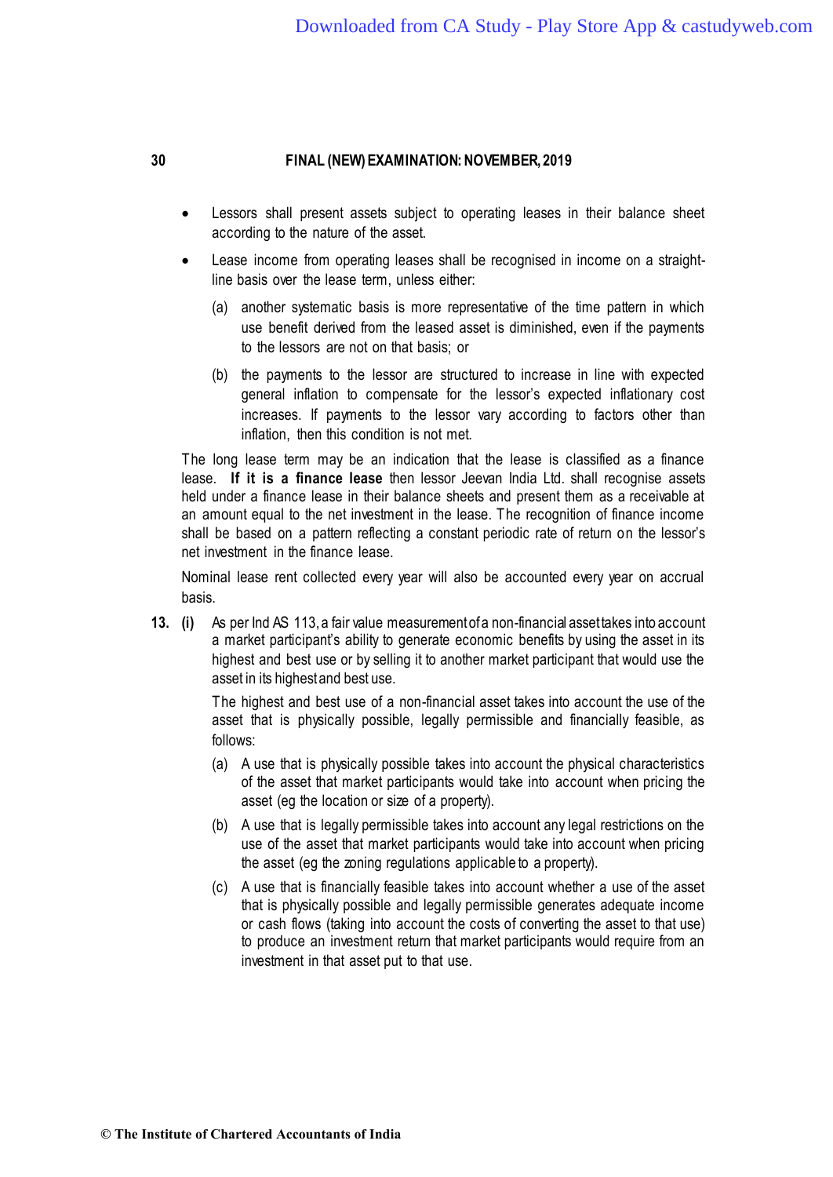- Lessors shall present assets subject to operating leases in their balance sheet according to the nature of the asset.
- Lease income from operating leases shall be recognised in income on a straight-line basis over the lease term, unless either:
  - (a) another systematic basis is more representative of the time pattern in which use benefit derived from the leased asset is diminished, even if the payments to the lessors are not on that basis; or
  - (b) the payments to the lessor are structured to increase in line with expected general inflation to compensate for the lessor's expected inflationary cost increases. If payments to the lessor vary according to factors other than inflation, then this condition is not met.

The long lease term may be an indication that the lease is classified as a finance lease. **If it is a finance lease** then lessor Jeevan India Ltd. shall recognise assets held under a finance lease in their balance sheets and present them as a receivable at an amount equal to the net investment in the lease. The recognition of finance income shall be based on a pattern reflecting a constant periodic rate of return on the lessor's net investment in the finance lease.

Nominal lease rent collected every year will also be accounted every year on accrual basis.

**13. (i)** As per Ind AS 113, a fair value measurement of a non-financial asset takes into account a market participant's ability to generate economic benefits by using the asset in its highest and best use or by selling it to another market participant that would use the asset in its highest and best use.

The highest and best use of a non-financial asset takes into account the use of the asset that is physically possible, legally permissible and financially feasible, as follows:

(a) A use that is physically possible takes into account the physical characteristics of the asset that market participants would take into account when pricing the asset (eg the location or size of a property).

(b) A use that is legally permissible takes into account any legal restrictions on the use of the asset that market participants would take into account when pricing the asset (eg the zoning regulations applicable to a property).

(c) A use that is financially feasible takes into account whether a use of the asset that is physically possible and legally permissible generates adequate income or cash flows (taking into account the costs of converting the asset to that use) to produce an investment return that market participants would require from an investment in that asset put to that use.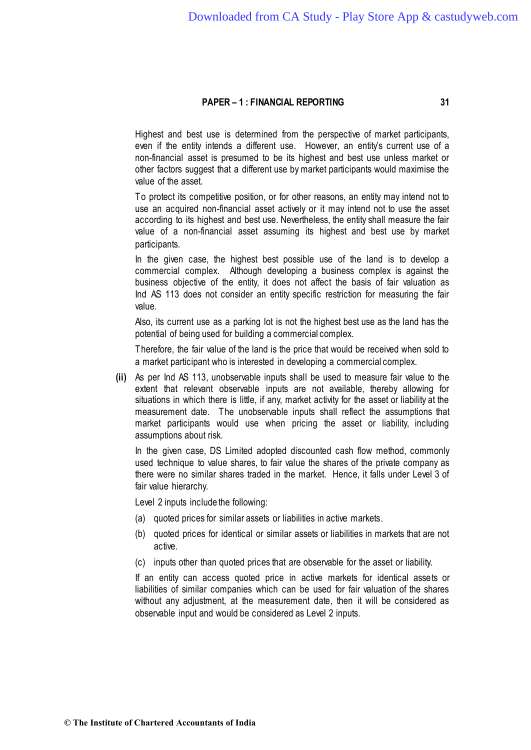Highest and best use is determined from the perspective of market participants, even if the entity intends a different use. However, an entity's current use of a non-financial asset is presumed to be its highest and best use unless market or other factors suggest that a different use by market participants would maximise the value of the asset.

To protect its competitive position, or for other reasons, an entity may intend not to use an acquired non-financial asset actively or it may intend not to use the asset according to its highest and best use. Nevertheless, the entity shall measure the fair value of a non-financial asset assuming its highest and best use by market participants.

In the given case, the highest best possible use of the land is to develop a commercial complex. Although developing a business complex is against the business objective of the entity, it does not affect the basis of fair valuation as Ind AS 113 does not consider an entity specific restriction for measuring the fair value.

Also, its current use as a parking lot is not the highest best use as the land has the potential of being used for building a commercial complex.

Therefore, the fair value of the land is the price that would be received when sold to a market participant who is interested in developing a commercial complex.

**(ii)** As per Ind AS 113, unobservable inputs shall be used to measure fair value to the extent that relevant observable inputs are not available, thereby allowing for situations in which there is little, if any, market activity for the asset or liability at the measurement date. The unobservable inputs shall reflect the assumptions that market participants would use when pricing the asset or liability, including assumptions about risk.

In the given case, DS Limited adopted discounted cash flow method, commonly used technique to value shares, to fair value the shares of the private company as there were no similar shares traded in the market. Hence, it falls under Level 3 of fair value hierarchy.

Level 2 inputs include the following:

(a) quoted prices for similar assets or liabilities in active markets.

(b) quoted prices for identical or similar assets or liabilities in markets that are not active.

(c) inputs other than quoted prices that are observable for the asset or liability.

If an entity can access quoted price in active markets for identical assets or liabilities of similar companies which can be used for fair valuation of the shares without any adjustment, at the measurement date, then it will be considered as observable input and would be considered as Level 2 inputs.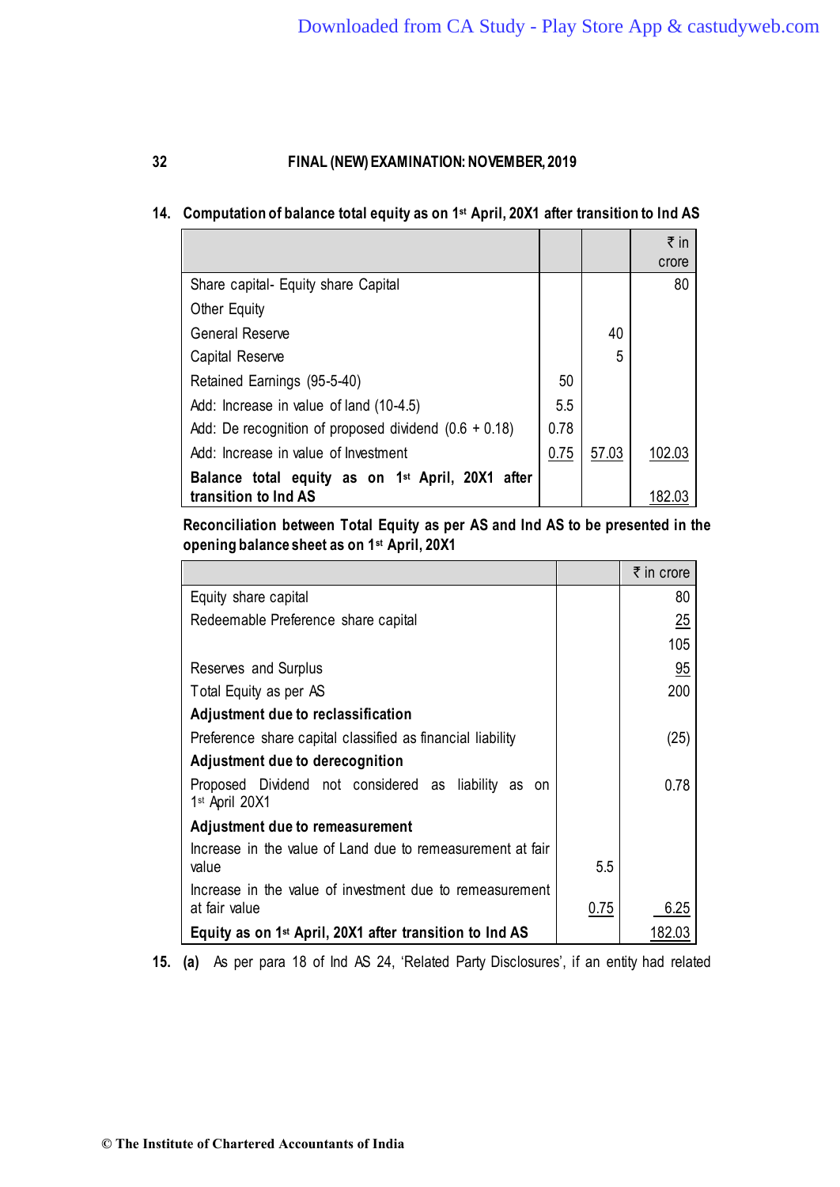**14. Computation of balance total equity as on 1st April, 20X1 after transition to Ind AS**

| | | | ₹ in crore |
|---|---|---|---|
| Share capital- Equity share Capital | | | 80 |
| Other Equity | | | |
| General Reserve | | 40 | |
| Capital Reserve | | 5 | |
| Retained Earnings (95-5-40) | 50 | | |
| Add: Increase in value of land (10-4.5) | 5.5 | | |
| Add: De recognition of proposed dividend (0.6 + 0.18) | 0.78 | | |
| Add: Increase in value of Investment | 0.75 | 57.03 | 102.03 |
| **Balance total equity as on 1st April, 20X1 after transition to Ind AS** | | | 182.03 |

**Reconciliation between Total Equity as per AS and Ind AS to be presented in the opening balance sheet as on 1st April, 20X1**

| | | ₹ in crore |
|---|---|---|
| Equity share capital | | 80 |
| Redeemable Preference share capital | | 25 |
| | | 105 |
| Reserves and Surplus | | 95 |
| Total Equity as per AS | | 200 |
| **Adjustment due to reclassification** | | |
| Preference share capital classified as financial liability | | (25) |
| **Adjustment due to derecognition** | | |
| Proposed Dividend not considered as liability as on 1st April 20X1 | | 0.78 |
| **Adjustment due to remeasurement** | | |
| Increase in the value of Land due to remeasurement at fair value | 5.5 | |
| Increase in the value of investment due to remeasurement at fair value | 0.75 | 6.25 |
| **Equity as on 1st April, 20X1 after transition to Ind AS** | | 182.03 |

**15. (a)** As per para 18 of Ind AS 24, 'Related Party Disclosures', if an entity had related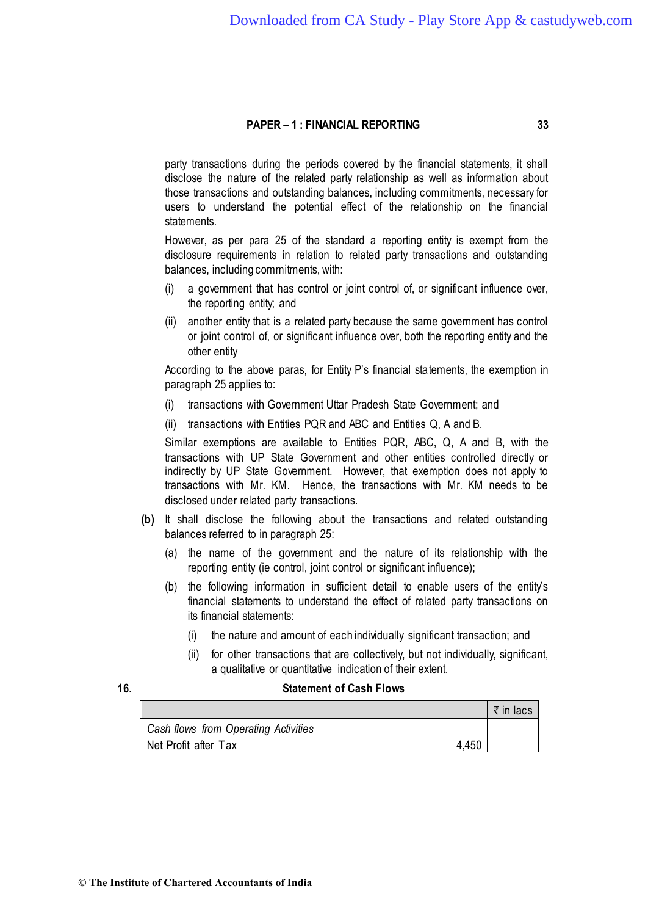party transactions during the periods covered by the financial statements, it shall disclose the nature of the related party relationship as well as information about those transactions and outstanding balances, including commitments, necessary for users to understand the potential effect of the relationship on the financial statements.

However, as per para 25 of the standard a reporting entity is exempt from the disclosure requirements in relation to related party transactions and outstanding balances, including commitments, with:

(i) a government that has control or joint control of, or significant influence over, the reporting entity; and

(ii) another entity that is a related party because the same government has control or joint control of, or significant influence over, both the reporting entity and the other entity

According to the above paras, for Entity P's financial statements, the exemption in paragraph 25 applies to:

(i) transactions with Government Uttar Pradesh State Government; and

(ii) transactions with Entities PQR and ABC and Entities Q, A and B.

Similar exemptions are available to Entities PQR, ABC, Q, A and B, with the transactions with UP State Government and other entities controlled directly or indirectly by UP State Government. However, that exemption does not apply to transactions with Mr. KM. Hence, the transactions with Mr. KM needs to be disclosed under related party transactions.

**(b)** It shall disclose the following about the transactions and related outstanding balances referred to in paragraph 25:

(a) the name of the government and the nature of its relationship with the reporting entity (ie control, joint control or significant influence);

(b) the following information in sufficient detail to enable users of the entity's financial statements to understand the effect of related party transactions on its financial statements:

(i) the nature and amount of each individually significant transaction; and

(ii) for other transactions that are collectively, but not individually, significant, a qualitative or quantitative indication of their extent.

**16.** **Statement of Cash Flows**

| | | ₹ in lacs |
|---|---|---|
| *Cash flows from Operating Activities* | | |
| Net Profit after Tax | 4,450 | |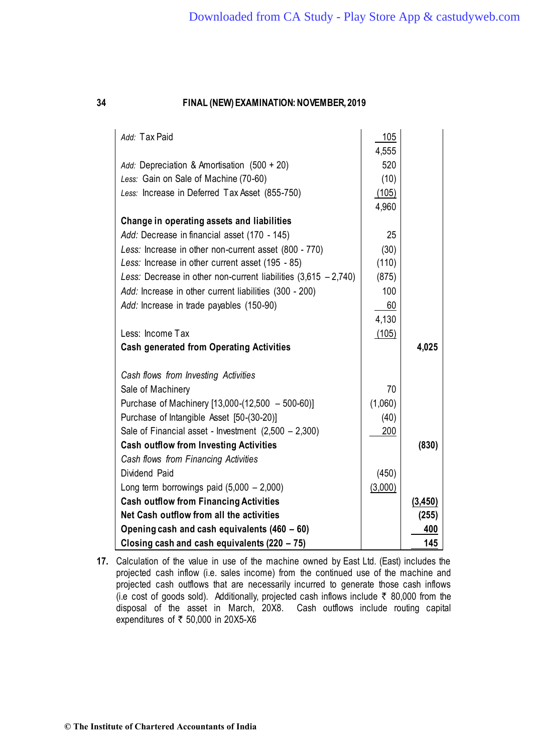| | | |
|---|---|---|
| *Add:* Tax Paid | 105 | |
| | 4,555 | |
| *Add:* Depreciation & Amortisation (500 + 20) | 520 | |
| *Less:* Gain on Sale of Machine (70-60) | (10) | |
| *Less:* Increase in Deferred Tax Asset (855-750) | (105) | |
| | 4,960 | |
| **Change in operating assets and liabilities** | | |
| *Add:* Decrease in financial asset (170 - 145) | 25 | |
| *Less:* Increase in other non-current asset (800 - 770) | (30) | |
| *Less:* Increase in other current asset (195 - 85) | (110) | |
| *Less:* Decrease in other non-current liabilities (3,615 – 2,740) | (875) | |
| *Add:* Increase in other current liabilities (300 - 200) | 100 | |
| *Add:* Increase in trade payables (150-90) | 60 | |
| | 4,130 | |
| Less: Income Tax | (105) | |
| **Cash generated from Operating Activities** | | **4,025** |
| | | |
| *Cash flows from Investing Activities* | | |
| Sale of Machinery | 70 | |
| Purchase of Machinery [13,000-(12,500 – 500-60)] | (1,060) | |
| Purchase of Intangible Asset [50-(30-20)] | (40) | |
| Sale of Financial asset - Investment (2,500 – 2,300) | 200 | |
| **Cash outflow from Investing Activities** | | **(830)** |
| *Cash flows from Financing Activities* | | |
| Dividend Paid | (450) | |
| Long term borrowings paid (5,000 – 2,000) | (3,000) | |
| **Cash outflow from Financing Activities** | | **(3,450)** |
| **Net Cash outflow from all the activities** | | **(255)** |
| **Opening cash and cash equivalents (460 – 60)** | | **400** |
| **Closing cash and cash equivalents (220 – 75)** | | **145** |

**17.** Calculation of the value in use of the machine owned by East Ltd. (East) includes the projected cash inflow (i.e. sales income) from the continued use of the machine and projected cash outflows that are necessarily incurred to generate those cash inflows (i.e cost of goods sold). Additionally, projected cash inflows include ₹ 80,000 from the disposal of the asset in March, 20X8. Cash outflows include routing capital expenditures of ₹ 50,000 in 20X5-X6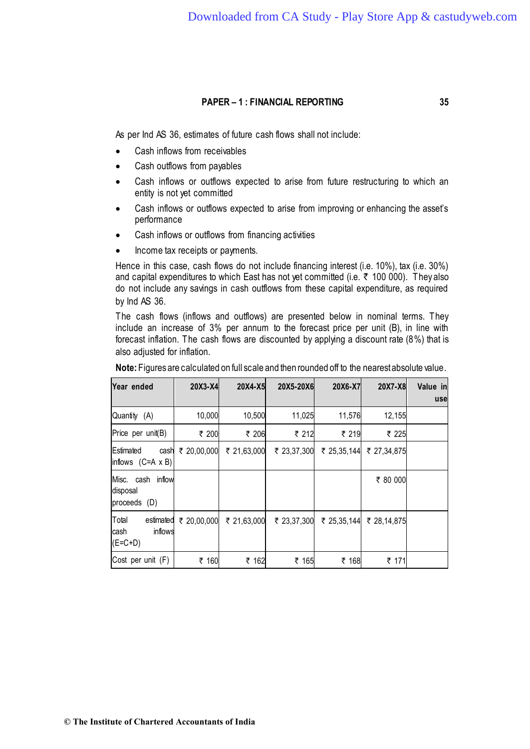As per Ind AS 36, estimates of future cash flows shall not include:

- Cash inflows from receivables
- Cash outflows from payables
- Cash inflows or outflows expected to arise from future restructuring to which an entity is not yet committed
- Cash inflows or outflows expected to arise from improving or enhancing the asset's performance
- Cash inflows or outflows from financing activities
- Income tax receipts or payments.

Hence in this case, cash flows do not include financing interest (i.e. 10%), tax (i.e. 30%) and capital expenditures to which East has not yet committed (i.e. ₹ 100 000). They also do not include any savings in cash outflows from these capital expenditure, as required by Ind AS 36.

The cash flows (inflows and outflows) are presented below in nominal terms. They include an increase of 3% per annum to the forecast price per unit (B), in line with forecast inflation. The cash flows are discounted by applying a discount rate (8%) that is also adjusted for inflation.

**Note:** Figures are calculated on full scale and then rounded off to the nearest absolute value.

| Year ended | 20X3-X4 | 20X4-X5 | 20X5-20X6 | 20X6-X7 | 20X7-X8 | Value in use |
|---|---|---|---|---|---|---|
| Quantity (A) | 10,000 | 10,500 | 11,025 | 11,576 | 12,155 | |
| Price per unit(B) | ₹ 200 | ₹ 206 | ₹ 212 | ₹ 219 | ₹ 225 | |
| Estimated cash inflows (C=A x B) | ₹ 20,00,000 | ₹ 21,63,000 | ₹ 23,37,300 | ₹ 25,35,144 | ₹ 27,34,875 | |
| Misc. cash inflow disposal proceeds (D) | | | | | ₹ 80 000 | |
| Total estimated cash inflows (E=C+D) | ₹ 20,00,000 | ₹ 21,63,000 | ₹ 23,37,300 | ₹ 25,35,144 | ₹ 28,14,875 | |
| Cost per unit (F) | ₹ 160 | ₹ 162 | ₹ 165 | ₹ 168 | ₹ 171 | |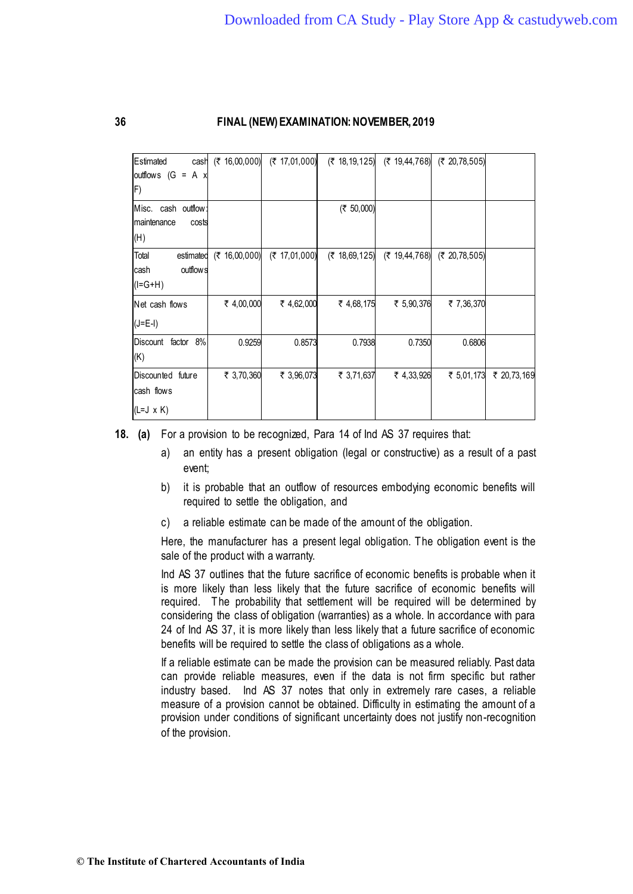| Estimated cash outflows (G = A x F) | (₹ 16,00,000) | (₹ 17,01,000) | (₹ 18,19,125) | (₹ 19,44,768) | (₹ 20,78,505) | |
|---|---|---|---|---|---|---|
| Misc. cash outflow: maintenance costs (H) | | | (₹ 50,000) | | | |
| Total estimated cash outflows (I=G+H) | (₹ 16,00,000) | (₹ 17,01,000) | (₹ 18,69,125) | (₹ 19,44,768) | (₹ 20,78,505) | |
| Net cash flows (J=E-I) | ₹ 4,00,000 | ₹ 4,62,000 | ₹ 4,68,175 | ₹ 5,90,376 | ₹ 7,36,370 | |
| Discount factor 8% (K) | 0.9259 | 0.8573 | 0.7938 | 0.7350 | 0.6806 | |
| Discounted future cash flows (L=J x K) | ₹ 3,70,360 | ₹ 3,96,073 | ₹ 3,71,637 | ₹ 4,33,926 | ₹ 5,01,173 | ₹ 20,73,169 |

**18. (a)** For a provision to be recognized, Para 14 of Ind AS 37 requires that:

a) an entity has a present obligation (legal or constructive) as a result of a past event;

b) it is probable that an outflow of resources embodying economic benefits will required to settle the obligation, and

c) a reliable estimate can be made of the amount of the obligation.

Here, the manufacturer has a present legal obligation. The obligation event is the sale of the product with a warranty.

Ind AS 37 outlines that the future sacrifice of economic benefits is probable when it is more likely than less likely that the future sacrifice of economic benefits will required. The probability that settlement will be required will be determined by considering the class of obligation (warranties) as a whole. In accordance with para 24 of Ind AS 37, it is more likely than less likely that a future sacrifice of economic benefits will be required to settle the class of obligations as a whole.

If a reliable estimate can be made the provision can be measured reliably. Past data can provide reliable measures, even if the data is not firm specific but rather industry based. Ind AS 37 notes that only in extremely rare cases, a reliable measure of a provision cannot be obtained. Difficulty in estimating the amount of a provision under conditions of significant uncertainty does not justify non-recognition of the provision.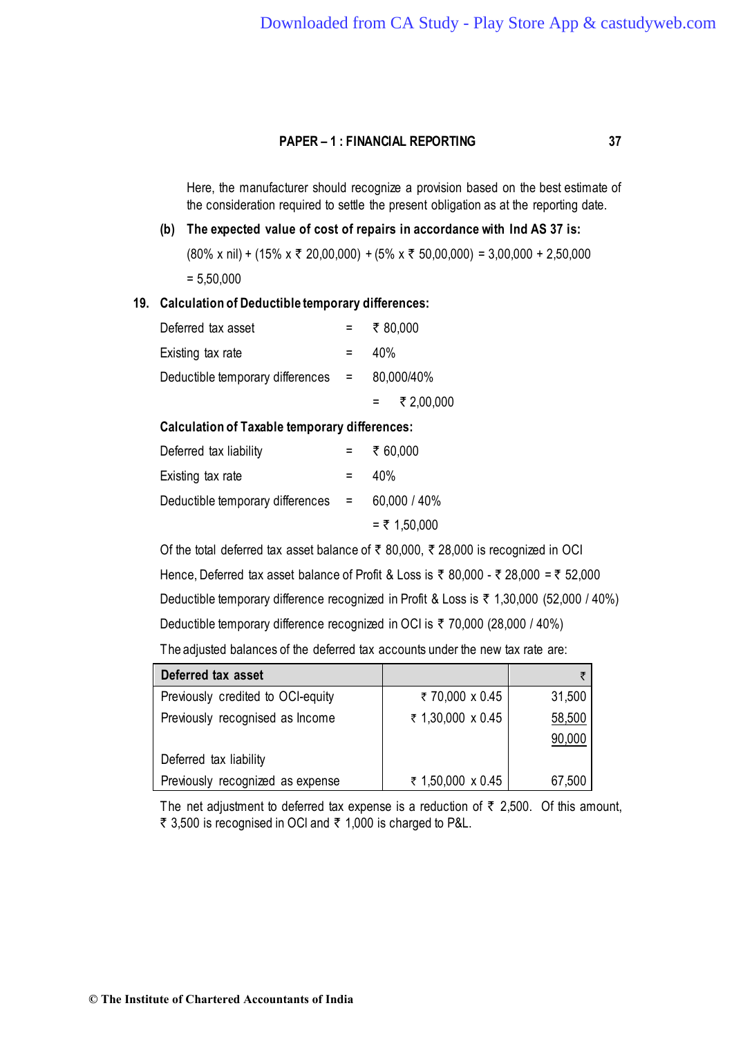Here, the manufacturer should recognize a provision based on the best estimate of the consideration required to settle the present obligation as at the reporting date.

**(b) The expected value of cost of repairs in accordance with Ind AS 37 is:**

(80% x nil) + (15% x ₹ 20,00,000) + (5% x ₹ 50,00,000) = 3,00,000 + 2,50,000

= 5,50,000

**19. Calculation of Deductible temporary differences:**

| | | |
|---|---|---|
| Deferred tax asset | = | ₹ 80,000 |
| Existing tax rate | = | 40% |
| Deductible temporary differences | = | 80,000/40% |
| | | = ₹ 2,00,000 |

**Calculation of Taxable temporary differences:**

| | | |
|---|---|---|
| Deferred tax liability | = | ₹ 60,000 |
| Existing tax rate | = | 40% |
| Deductible temporary differences | = | 60,000 / 40% |
| | | = ₹ 1,50,000 |

Of the total deferred tax asset balance of ₹ 80,000, ₹ 28,000 is recognized in OCI

Hence, Deferred tax asset balance of Profit & Loss is ₹ 80,000 - ₹ 28,000 = ₹ 52,000

Deductible temporary difference recognized in Profit & Loss is ₹ 1,30,000 (52,000 / 40%)

Deductible temporary difference recognized in OCI is ₹ 70,000 (28,000 / 40%)

The adjusted balances of the deferred tax accounts under the new tax rate are:

| **Deferred tax asset** | | ₹ |
|---|---|---|
| Previously credited to OCI-equity | ₹ 70,000 x 0.45 | 31,500 |
| Previously recognised as Income | ₹ 1,30,000 x 0.45 | <u>58,500</u> |
| | | <u>90,000</u> |
| Deferred tax liability | | |
| Previously recognized as expense | ₹ 1,50,000 x 0.45 | 67,500 |

The net adjustment to deferred tax expense is a reduction of ₹ 2,500. Of this amount, ₹ 3,500 is recognised in OCI and ₹ 1,000 is charged to P&L.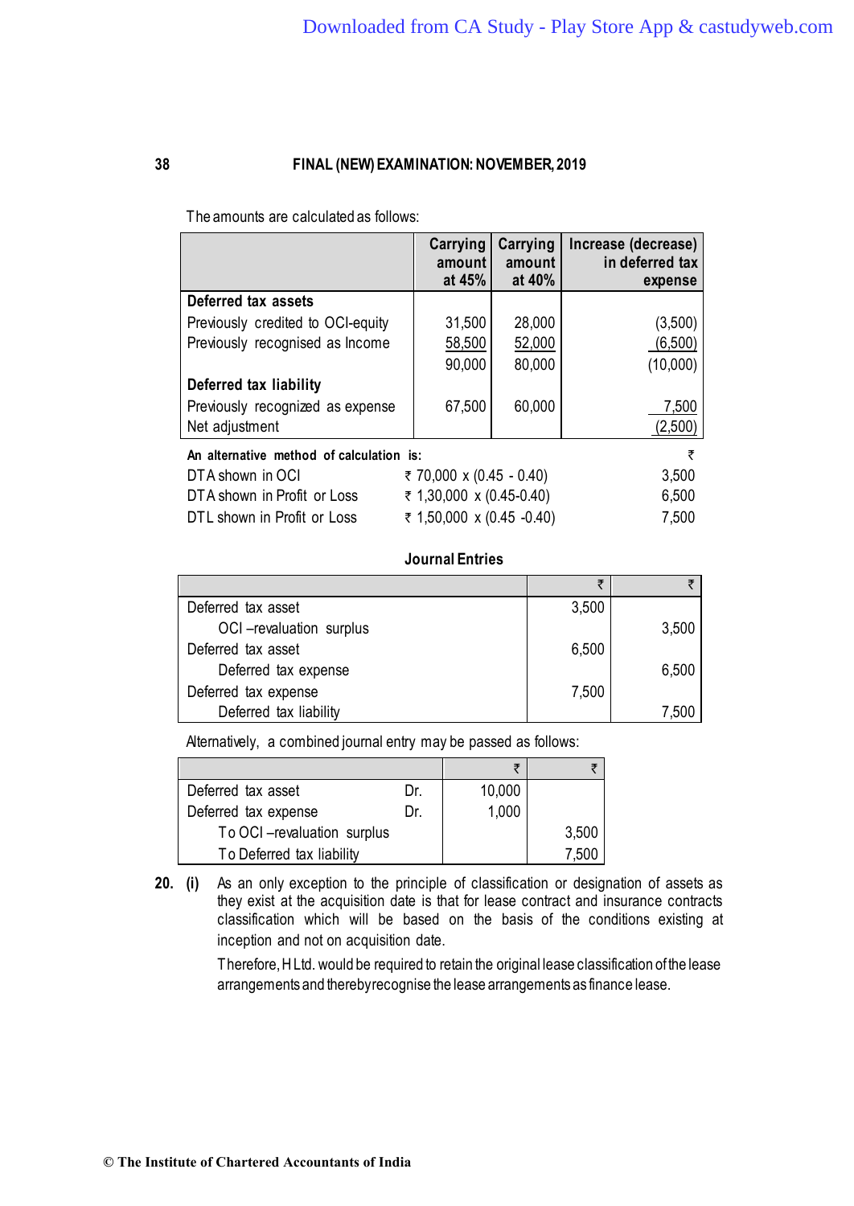The amounts are calculated as follows:

| | Carrying amount at 45% | Carrying amount at 40% | Increase (decrease) in deferred tax expense |
|---|---|---|---|
| **Deferred tax assets** | | | |
| Previously credited to OCI-equity | 31,500 | 28,000 | (3,500) |
| Previously recognised as Income | 58,500 | 52,000 | (6,500) |
| | 90,000 | 80,000 | (10,000) |
| **Deferred tax liability** | | | |
| Previously recognized as expense | 67,500 | 60,000 | 7,500 |
| Net adjustment | | | (2,500) |

**An alternative method of calculation is:**

| | | ₹ |
|---|---|---|
| DTA shown in OCI | ₹ 70,000 x (0.45 - 0.40) | 3,500 |
| DTA shown in Profit or Loss | ₹ 1,30,000 x (0.45-0.40) | 6,500 |
| DTL shown in Profit or Loss | ₹ 1,50,000 x (0.45 -0.40) | 7,500 |

**Journal Entries**

| | ₹ | ₹ |
|---|---|---|
| Deferred tax asset | 3,500 | |
| OCI –revaluation surplus | | 3,500 |
| Deferred tax asset | 6,500 | |
| Deferred tax expense | | 6,500 |
| Deferred tax expense | 7,500 | |
| Deferred tax liability | | 7,500 |

Alternatively, a combined journal entry may be passed as follows:

| | | ₹ | ₹ |
|---|---|---|---|
| Deferred tax asset | Dr. | 10,000 | |
| Deferred tax expense | Dr. | 1,000 | |
| To OCI –revaluation surplus | | | 3,500 |
| To Deferred tax liability | | | 7,500 |

**20.** **(i)** As an only exception to the principle of classification or designation of assets as they exist at the acquisition date is that for lease contract and insurance contracts classification which will be based on the basis of the conditions existing at inception and not on acquisition date.

Therefore, H Ltd. would be required to retain the original lease classification of the lease arrangements and thereby recognise the lease arrangements as finance lease.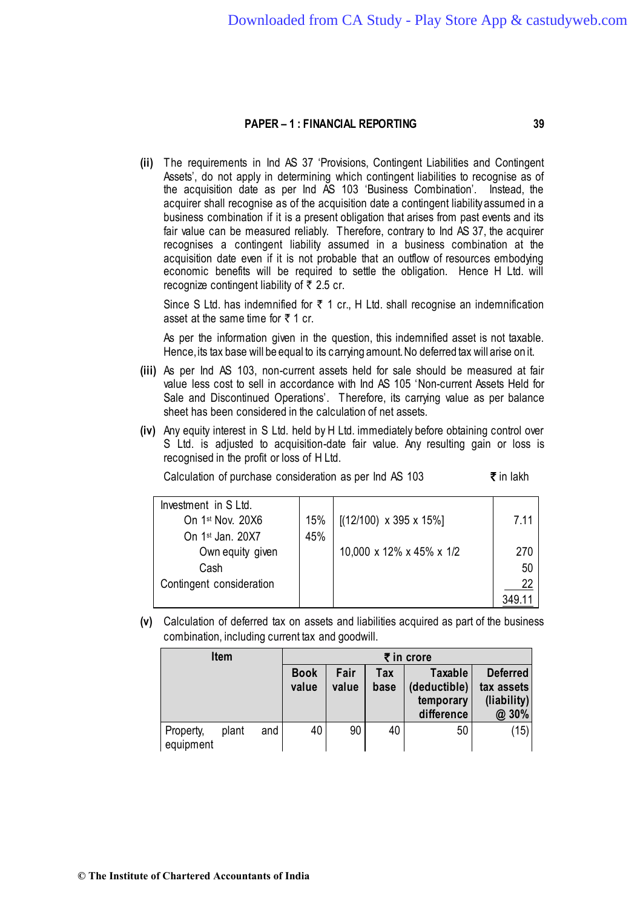**(ii)** The requirements in Ind AS 37 'Provisions, Contingent Liabilities and Contingent Assets', do not apply in determining which contingent liabilities to recognise as of the acquisition date as per Ind AS 103 'Business Combination'. Instead, the acquirer shall recognise as of the acquisition date a contingent liability assumed in a business combination if it is a present obligation that arises from past events and its fair value can be measured reliably. Therefore, contrary to Ind AS 37, the acquirer recognises a contingent liability assumed in a business combination at the acquisition date even if it is not probable that an outflow of resources embodying economic benefits will be required to settle the obligation. Hence H Ltd. will recognize contingent liability of ₹ 2.5 cr.

Since S Ltd. has indemnified for ₹ 1 cr., H Ltd. shall recognise an indemnification asset at the same time for ₹ 1 cr.

As per the information given in the question, this indemnified asset is not taxable. Hence, its tax base will be equal to its carrying amount. No deferred tax will arise on it.

**(iii)** As per Ind AS 103, non-current assets held for sale should be measured at fair value less cost to sell in accordance with Ind AS 105 'Non-current Assets Held for Sale and Discontinued Operations'. Therefore, its carrying value as per balance sheet has been considered in the calculation of net assets.

**(iv)** Any equity interest in S Ltd. held by H Ltd. immediately before obtaining control over S Ltd. is adjusted to acquisition-date fair value. Any resulting gain or loss is recognised in the profit or loss of H Ltd.

Calculation of purchase consideration as per Ind AS 103 ₹ in lakh

| | | | |
|---|---|---|---|
| Investment in S Ltd. | | | |
| On 1st Nov. 20X6 | 15% | [(12/100) x 395 x 15%] | 7.11 |
| On 1st Jan. 20X7 | 45% | | |
| Own equity given | | 10,000 x 12% x 45% x 1/2 | 270 |
| Cash | | | 50 |
| Contingent consideration | | | 22 |
| | | | 349.11 |

**(v)** Calculation of deferred tax on assets and liabilities acquired as part of the business combination, including current tax and goodwill.

| Item | ₹ in crore | | | | |
|---|---|---|---|---|---|
| | Book value | Fair value | Tax base | Taxable (deductible) temporary difference | Deferred tax assets (liability) @ 30% |
| Property, plant and equipment | 40 | 90 | 40 | 50 | (15) |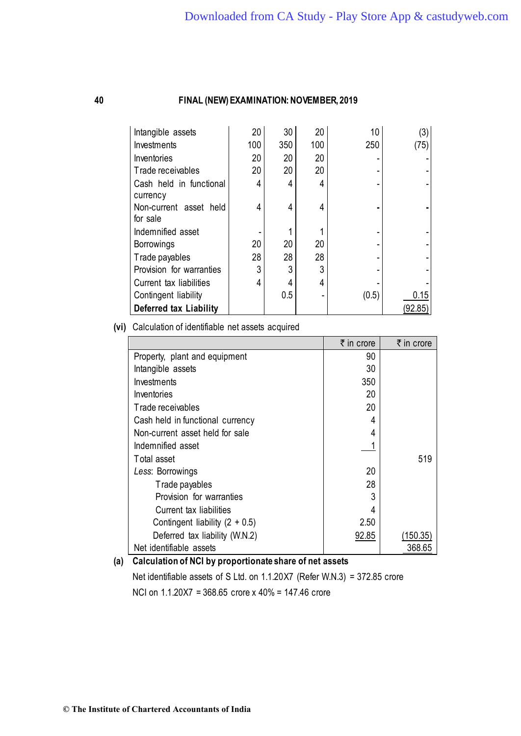| | | | | | |
|---|---|---|---|---|---|
| Intangible assets | 20 | 30 | 20 | 10 | (3) |
| Investments | 100 | 350 | 100 | 250 | (75) |
| Inventories | 20 | 20 | 20 | - | - |
| Trade receivables | 20 | 20 | 20 | - | - |
| Cash held in functional currency | 4 | 4 | 4 | - | - |
| Non-current asset held for sale | 4 | 4 | 4 | - | - |
| Indemnified asset | - | 1 | 1 | - | - |
| Borrowings | 20 | 20 | 20 | - | - |
| Trade payables | 28 | 28 | 28 | - | - |
| Provision for warranties | 3 | 3 | 3 | - | - |
| Current tax liabilities | 4 | 4 | 4 | - | - |
| Contingent liability | | 0.5 | - | (0.5) | 0.15 |
| **Deferred tax Liability** | | | | | (92.85) |

**(vi)** Calculation of identifiable net assets acquired

| | ₹ in crore | ₹ in crore |
|---|---|---|
| Property, plant and equipment | 90 | |
| Intangible assets | 30 | |
| Investments | 350 | |
| Inventories | 20 | |
| Trade receivables | 20 | |
| Cash held in functional currency | 4 | |
| Non-current asset held for sale | 4 | |
| Indemnified asset | 1 | |
| Total asset | | 519 |
| *Less*: Borrowings | 20 | |
| Trade payables | 28 | |
| Provision for warranties | 3 | |
| Current tax liabilities | 4 | |
| Contingent liability (2 + 0.5) | 2.50 | |
| Deferred tax liability (W.N.2) | 92.85 | (150.35) |
| Net identifiable assets | | 368.65 |

**(a) Calculation of NCI by proportionate share of net assets**

Net identifiable assets of S Ltd. on 1.1.20X7 (Refer W.N.3) = 372.85 crore

NCI on 1.1.20X7 = 368.65 crore x 40% = 147.46 crore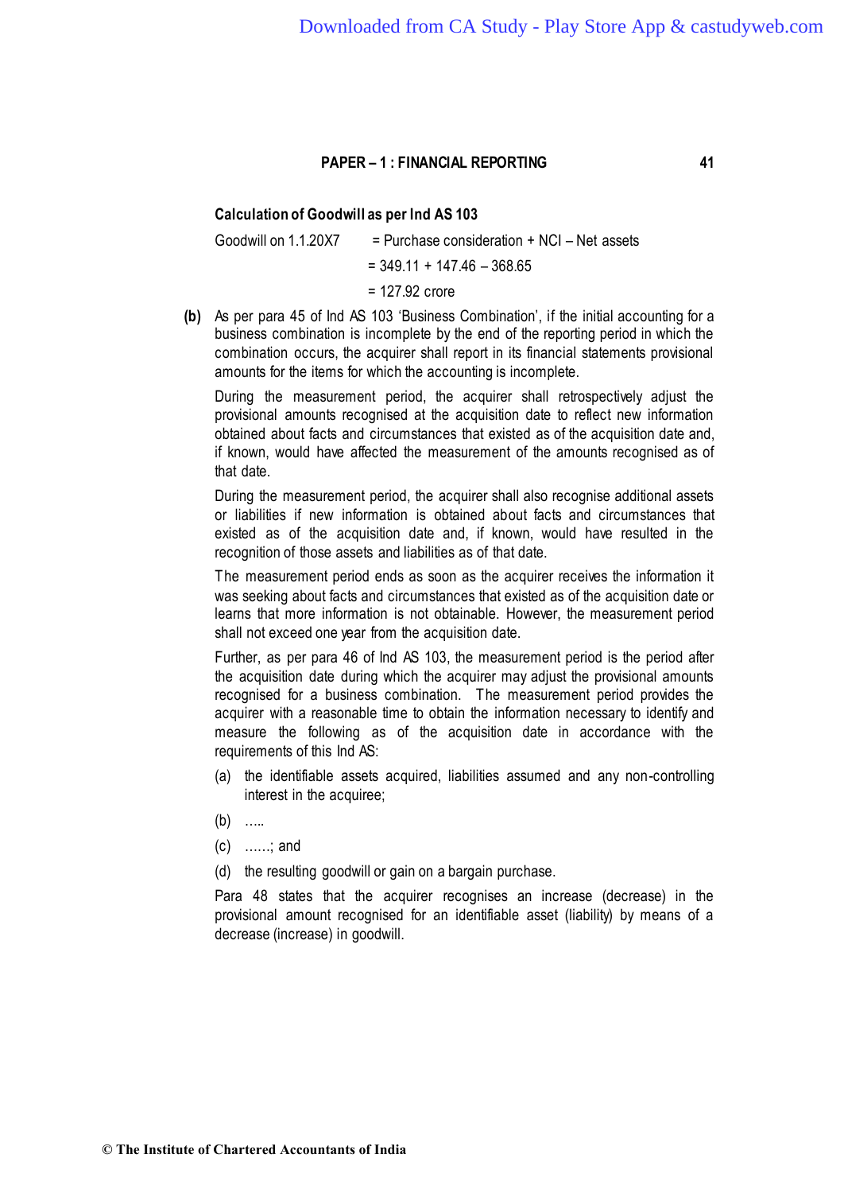**Calculation of Goodwill as per Ind AS 103**

Goodwill on 1.1.20X7 = Purchase consideration + NCI – Net assets

= 349.11 + 147.46 – 368.65

= 127.92 crore

**(b)** As per para 45 of Ind AS 103 'Business Combination', if the initial accounting for a business combination is incomplete by the end of the reporting period in which the combination occurs, the acquirer shall report in its financial statements provisional amounts for the items for which the accounting is incomplete.

During the measurement period, the acquirer shall retrospectively adjust the provisional amounts recognised at the acquisition date to reflect new information obtained about facts and circumstances that existed as of the acquisition date and, if known, would have affected the measurement of the amounts recognised as of that date.

During the measurement period, the acquirer shall also recognise additional assets or liabilities if new information is obtained about facts and circumstances that existed as of the acquisition date and, if known, would have resulted in the recognition of those assets and liabilities as of that date.

The measurement period ends as soon as the acquirer receives the information it was seeking about facts and circumstances that existed as of the acquisition date or learns that more information is not obtainable. However, the measurement period shall not exceed one year from the acquisition date.

Further, as per para 46 of Ind AS 103, the measurement period is the period after the acquisition date during which the acquirer may adjust the provisional amounts recognised for a business combination. The measurement period provides the acquirer with a reasonable time to obtain the information necessary to identify and measure the following as of the acquisition date in accordance with the requirements of this Ind AS:

(a) the identifiable assets acquired, liabilities assumed and any non-controlling interest in the acquiree;

(b) …..

(c) ……; and

(d) the resulting goodwill or gain on a bargain purchase.

Para 48 states that the acquirer recognises an increase (decrease) in the provisional amount recognised for an identifiable asset (liability) by means of a decrease (increase) in goodwill.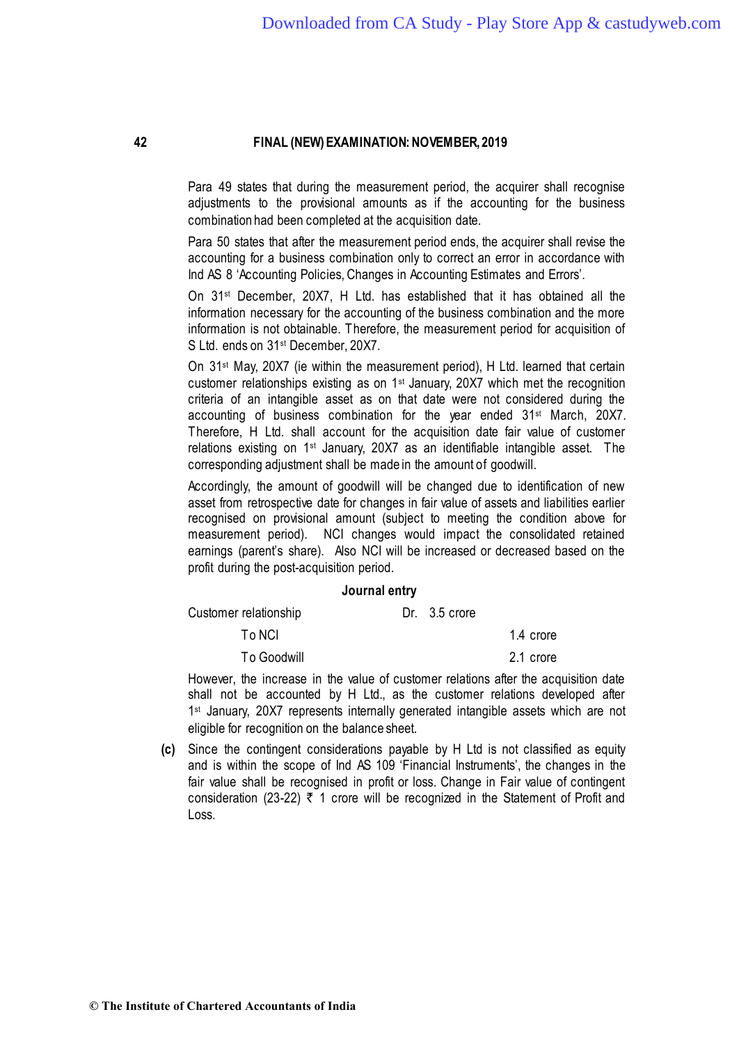Para 49 states that during the measurement period, the acquirer shall recognise adjustments to the provisional amounts as if the accounting for the business combination had been completed at the acquisition date.

Para 50 states that after the measurement period ends, the acquirer shall revise the accounting for a business combination only to correct an error in accordance with Ind AS 8 'Accounting Policies, Changes in Accounting Estimates and Errors'.

On 31st December, 20X7, H Ltd. has established that it has obtained all the information necessary for the accounting of the business combination and the more information is not obtainable. Therefore, the measurement period for acquisition of S Ltd. ends on 31st December, 20X7.

On 31st May, 20X7 (ie within the measurement period), H Ltd. learned that certain customer relationships existing as on 1st January, 20X7 which met the recognition criteria of an intangible asset as on that date were not considered during the accounting of business combination for the year ended 31st March, 20X7. Therefore, H Ltd. shall account for the acquisition date fair value of customer relations existing on 1st January, 20X7 as an identifiable intangible asset. The corresponding adjustment shall be made in the amount of goodwill.

Accordingly, the amount of goodwill will be changed due to identification of new asset from retrospective date for changes in fair value of assets and liabilities earlier recognised on provisional amount (subject to meeting the condition above for measurement period). NCI changes would impact the consolidated retained earnings (parent's share). Also NCI will be increased or decreased based on the profit during the post-acquisition period.

**Journal entry**

| | | |
|---|---|---|
| Customer relationship | Dr. 3.5 crore | |
| To NCI | | 1.4 crore |
| To Goodwill | | 2.1 crore |

However, the increase in the value of customer relations after the acquisition date shall not be accounted by H Ltd., as the customer relations developed after 1st January, 20X7 represents internally generated intangible assets which are not eligible for recognition on the balance sheet.

**(c)** Since the contingent considerations payable by H Ltd is not classified as equity and is within the scope of Ind AS 109 'Financial Instruments', the changes in the fair value shall be recognised in profit or loss. Change in Fair value of contingent consideration (23-22) ₹ 1 crore will be recognized in the Statement of Profit and Loss.